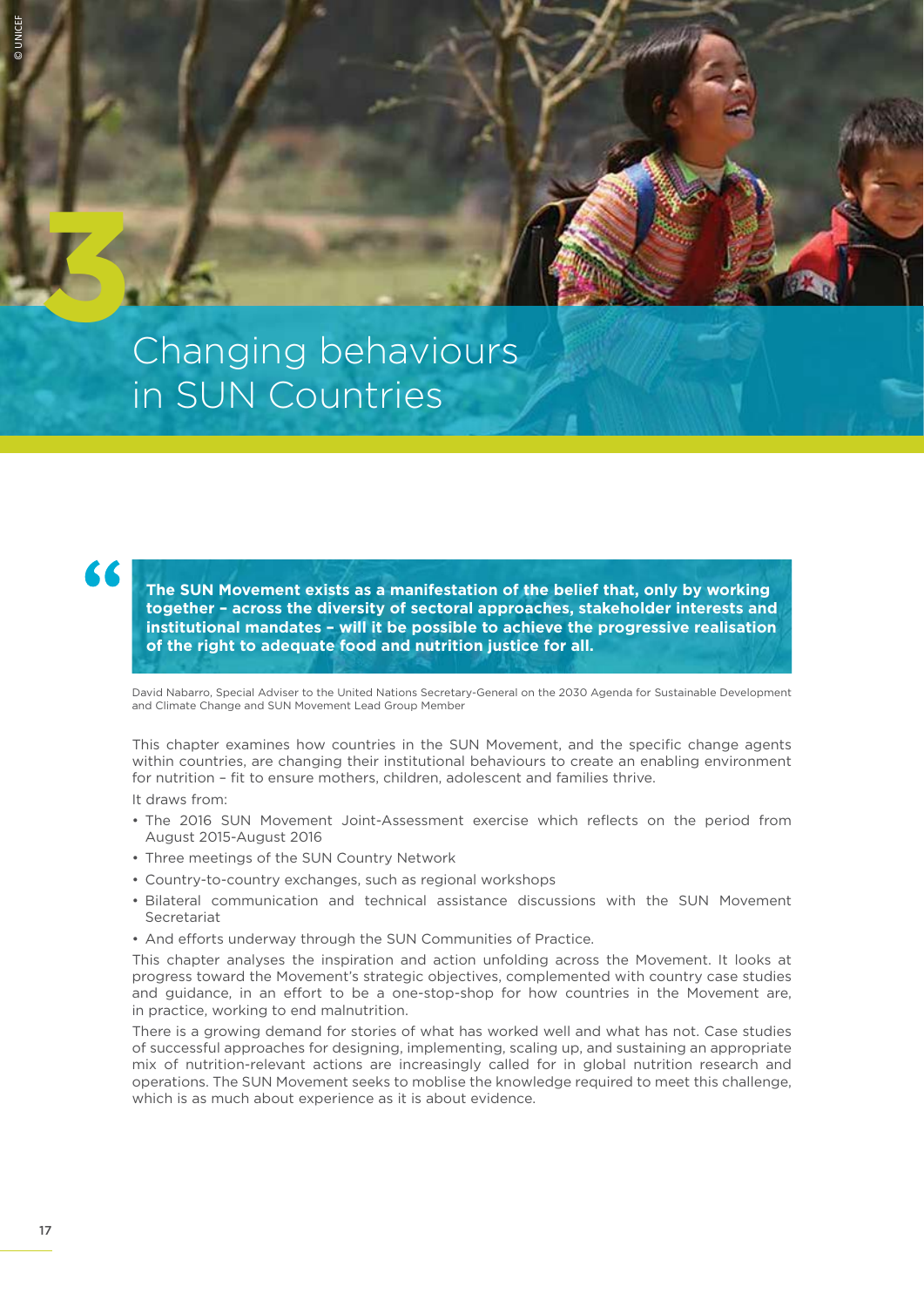# 3 Changing behaviours in SUN Countries

> **The SUN Movement exists as a manifestation of the belief that, only by working together – across the diversity of sectoral approaches, stakeholder interests and institutional mandates – will it be possible to achieve the progressive realisation of the right to adequate food and nutrition justice for all.**

David Nabarro, Special Adviser to the United Nations Secretary-General on the 2030 Agenda for Sustainable Development and Climate Change and SUN Movement Lead Group Member

This chapter examines how countries in the SUN Movement, and the specific change agents within countries, are changing their institutional behaviours to create an enabling environment for nutrition – fit to ensure mothers, children, adolescent and families thrive.

It draws from:

- The 2016 SUN Movement Joint-Assessment exercise which reflects on the period from August 2015-August 2016
- Three meetings of the SUN Country Network
- Country-to-country exchanges, such as regional workshops
- Bilateral communication and technical assistance discussions with the SUN Movement Secretariat
- And efforts underway through the SUN Communities of Practice.

This chapter analyses the inspiration and action unfolding across the Movement. It looks at progress toward the Movement's strategic objectives, complemented with country case studies and guidance, in an effort to be a one-stop-shop for how countries in the Movement are, in practice, working to end malnutrition.

There is a growing demand for stories of what has worked well and what has not. Case studies of successful approaches for designing, implementing, scaling up, and sustaining an appropriate mix of nutrition-relevant actions are increasingly called for in global nutrition research and operations. The SUN Movement seeks to moblise the knowledge required to meet this challenge, which is as much about experience as it is about evidence.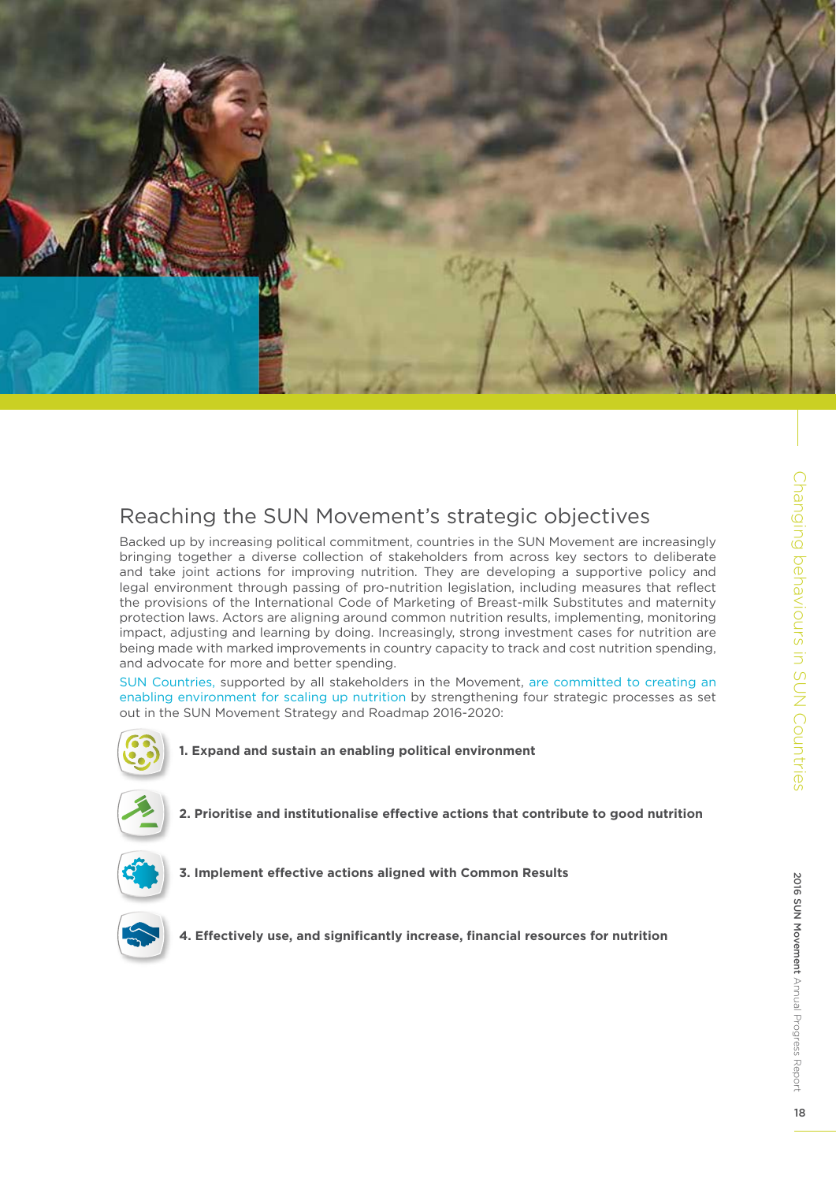## Reaching the SUN Movement's strategic objectives

Backed up by increasing political commitment, countries in the SUN Movement are increasingly bringing together a diverse collection of stakeholders from across key sectors to deliberate and take joint actions for improving nutrition. They are developing a supportive policy and legal environment through passing of pro-nutrition legislation, including measures that reflect the provisions of the International Code of Marketing of Breast-milk Substitutes and maternity protection laws. Actors are aligning around common nutrition results, implementing, monitoring impact, adjusting and learning by doing. Increasingly, strong investment cases for nutrition are being made with marked improvements in country capacity to track and cost nutrition spending, and advocate for more and better spending.

SUN Countries, supported by all stakeholders in the Movement, are committed to creating an enabling environment for scaling up nutrition by strengthening four strategic processes as set out in the SUN Movement Strategy and Roadmap 2016-2020:

**1. Expand and sustain an enabling political environment**

**2. Prioritise and institutionalise effective actions that contribute to good nutrition**

**3. Implement effective actions aligned with Common Results**

**4. Effectively use, and significantly increase, financial resources for nutrition**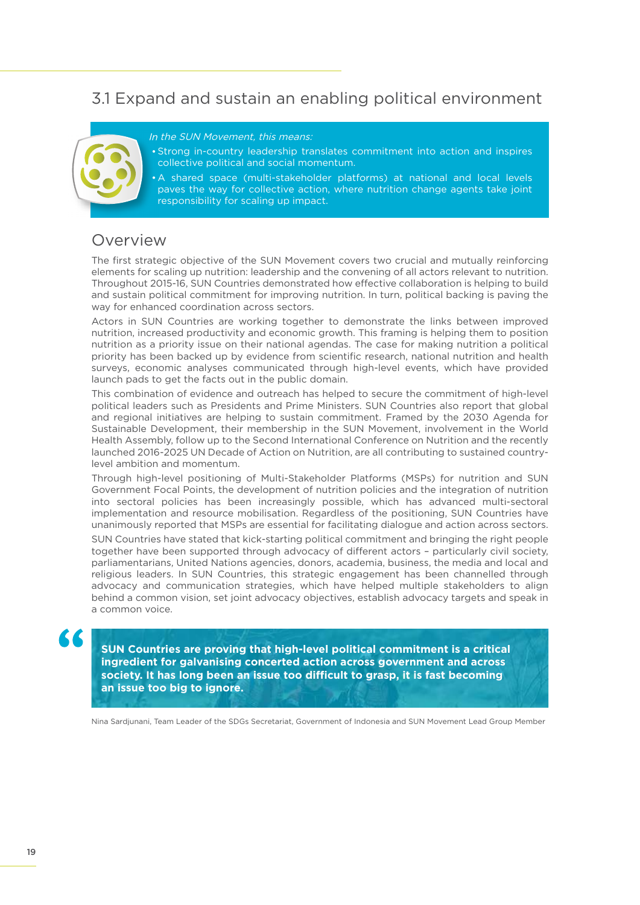## 3.1 Expand and sustain an enabling political environment

*In the SUN Movement, this means:*

- Strong in-country leadership translates commitment into action and inspires collective political and social momentum.
- A shared space (multi-stakeholder platforms) at national and local levels paves the way for collective action, where nutrition change agents take joint responsibility for scaling up impact.

## Overview

The first strategic objective of the SUN Movement covers two crucial and mutually reinforcing elements for scaling up nutrition: leadership and the convening of all actors relevant to nutrition. Throughout 2015-16, SUN Countries demonstrated how effective collaboration is helping to build and sustain political commitment for improving nutrition. In turn, political backing is paving the way for enhanced coordination across sectors.

Actors in SUN Countries are working together to demonstrate the links between improved nutrition, increased productivity and economic growth. This framing is helping them to position nutrition as a priority issue on their national agendas. The case for making nutrition a political priority has been backed up by evidence from scientific research, national nutrition and health surveys, economic analyses communicated through high-level events, which have provided launch pads to get the facts out in the public domain.

This combination of evidence and outreach has helped to secure the commitment of high-level political leaders such as Presidents and Prime Ministers. SUN Countries also report that global and regional initiatives are helping to sustain commitment. Framed by the 2030 Agenda for Sustainable Development, their membership in the SUN Movement, involvement in the World Health Assembly, follow up to the Second International Conference on Nutrition and the recently launched 2016-2025 UN Decade of Action on Nutrition, are all contributing to sustained country-level ambition and momentum.

Through high-level positioning of Multi-Stakeholder Platforms (MSPs) for nutrition and SUN Government Focal Points, the development of nutrition policies and the integration of nutrition into sectoral policies has been increasingly possible, which has advanced multi-sectoral implementation and resource mobilisation. Regardless of the positioning, SUN Countries have unanimously reported that MSPs are essential for facilitating dialogue and action across sectors.

SUN Countries have stated that kick-starting political commitment and bringing the right people together have been supported through advocacy of different actors – particularly civil society, parliamentarians, United Nations agencies, donors, academia, business, the media and local and religious leaders. In SUN Countries, this strategic engagement has been channelled through advocacy and communication strategies, which have helped multiple stakeholders to align behind a common vision, set joint advocacy objectives, establish advocacy targets and speak in a common voice.

> **SUN Countries are proving that high-level political commitment is a critical ingredient for galvanising concerted action across government and across society. It has long been an issue too difficult to grasp, it is fast becoming an issue too big to ignore.**

Nina Sardjunani, Team Leader of the SDGs Secretariat, Government of Indonesia and SUN Movement Lead Group Member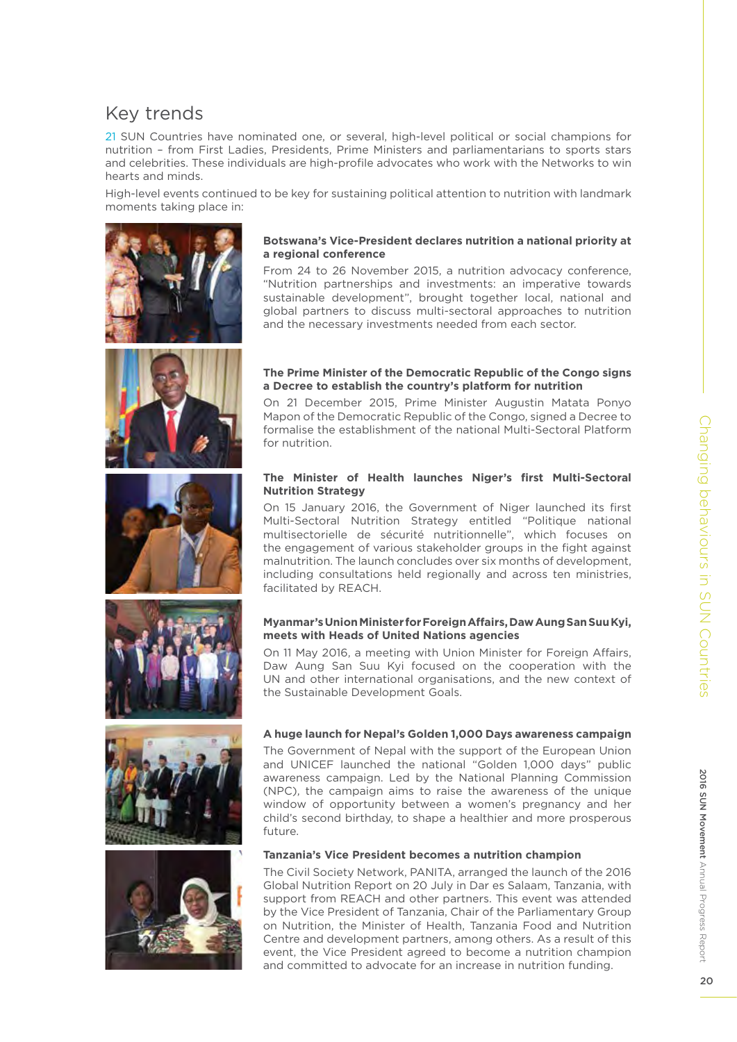## Key trends

21 SUN Countries have nominated one, or several, high-level political or social champions for nutrition – from First Ladies, Presidents, Prime Ministers and parliamentarians to sports stars and celebrities. These individuals are high-profile advocates who work with the Networks to win hearts and minds.

High-level events continued to be key for sustaining political attention to nutrition with landmark moments taking place in:

**Botswana's Vice-President declares nutrition a national priority at a regional conference**

From 24 to 26 November 2015, a nutrition advocacy conference, "Nutrition partnerships and investments: an imperative towards sustainable development", brought together local, national and global partners to discuss multi-sectoral approaches to nutrition and the necessary investments needed from each sector.

**The Prime Minister of the Democratic Republic of the Congo signs a Decree to establish the country's platform for nutrition**

On 21 December 2015, Prime Minister Augustin Matata Ponyo Mapon of the Democratic Republic of the Congo, signed a Decree to formalise the establishment of the national Multi-Sectoral Platform for nutrition.

**The Minister of Health launches Niger's first Multi-Sectoral Nutrition Strategy**

On 15 January 2016, the Government of Niger launched its first Multi-Sectoral Nutrition Strategy entitled "Politique national multisectorielle de sécurité nutritionnelle", which focuses on the engagement of various stakeholder groups in the fight against malnutrition. The launch concludes over six months of development, including consultations held regionally and across ten ministries, facilitated by REACH.

**Myanmar's Union Minister for Foreign Affairs, Daw Aung San Suu Kyi, meets with Heads of United Nations agencies**

On 11 May 2016, a meeting with Union Minister for Foreign Affairs, Daw Aung San Suu Kyi focused on the cooperation with the UN and other international organisations, and the new context of the Sustainable Development Goals.

**A huge launch for Nepal's Golden 1,000 Days awareness campaign**

The Government of Nepal with the support of the European Union and UNICEF launched the national "Golden 1,000 days" public awareness campaign. Led by the National Planning Commission (NPC), the campaign aims to raise the awareness of the unique window of opportunity between a women's pregnancy and her child's second birthday, to shape a healthier and more prosperous future.

**Tanzania's Vice President becomes a nutrition champion**

The Civil Society Network, PANITA, arranged the launch of the 2016 Global Nutrition Report on 20 July in Dar es Salaam, Tanzania, with support from REACH and other partners. This event was attended by the Vice President of Tanzania, Chair of the Parliamentary Group on Nutrition, the Minister of Health, Tanzania Food and Nutrition Centre and development partners, among others. As a result of this event, the Vice President agreed to become a nutrition champion and committed to advocate for an increase in nutrition funding.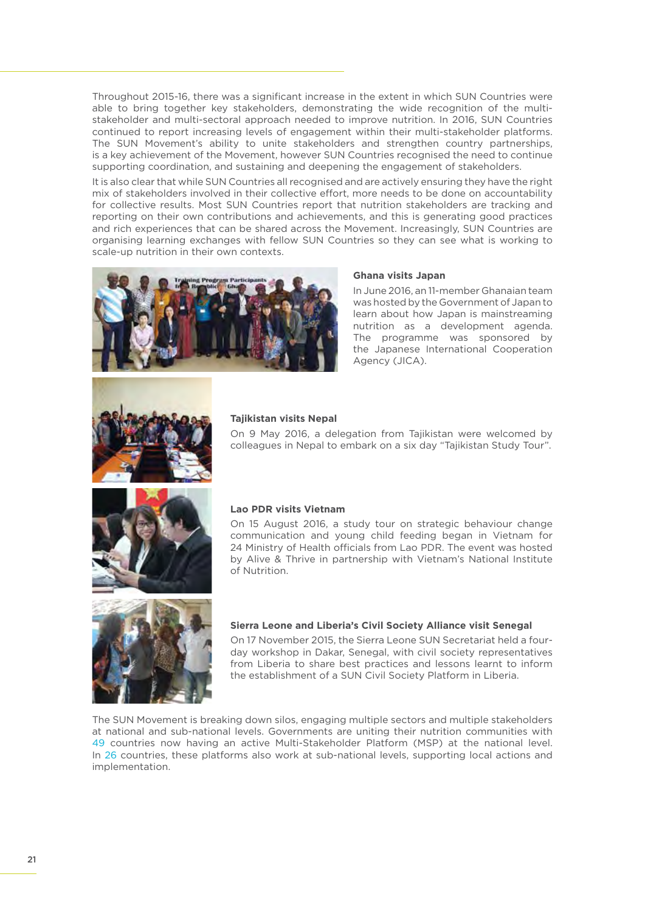Throughout 2015-16, there was a significant increase in the extent in which SUN Countries were able to bring together key stakeholders, demonstrating the wide recognition of the multi-stakeholder and multi-sectoral approach needed to improve nutrition. In 2016, SUN Countries continued to report increasing levels of engagement within their multi-stakeholder platforms. The SUN Movement's ability to unite stakeholders and strengthen country partnerships, is a key achievement of the Movement, however SUN Countries recognised the need to continue supporting coordination, and sustaining and deepening the engagement of stakeholders.

It is also clear that while SUN Countries all recognised and are actively ensuring they have the right mix of stakeholders involved in their collective effort, more needs to be done on accountability for collective results. Most SUN Countries report that nutrition stakeholders are tracking and reporting on their own contributions and achievements, and this is generating good practices and rich experiences that can be shared across the Movement. Increasingly, SUN Countries are organising learning exchanges with fellow SUN Countries so they can see what is working to scale-up nutrition in their own contexts.

**Ghana visits Japan**

In June 2016, an 11-member Ghanaian team was hosted by the Government of Japan to learn about how Japan is mainstreaming nutrition as a development agenda. The programme was sponsored by the Japanese International Cooperation Agency (JICA).

**Tajikistan visits Nepal**

On 9 May 2016, a delegation from Tajikistan were welcomed by colleagues in Nepal to embark on a six day "Tajikistan Study Tour".

**Lao PDR visits Vietnam**

On 15 August 2016, a study tour on strategic behaviour change communication and young child feeding began in Vietnam for 24 Ministry of Health officials from Lao PDR. The event was hosted by Alive & Thrive in partnership with Vietnam's National Institute of Nutrition.

**Sierra Leone and Liberia's Civil Society Alliance visit Senegal**

On 17 November 2015, the Sierra Leone SUN Secretariat held a four-day workshop in Dakar, Senegal, with civil society representatives from Liberia to share best practices and lessons learnt to inform the establishment of a SUN Civil Society Platform in Liberia.

The SUN Movement is breaking down silos, engaging multiple sectors and multiple stakeholders at national and sub-national levels. Governments are uniting their nutrition communities with 49 countries now having an active Multi-Stakeholder Platform (MSP) at the national level. In 26 countries, these platforms also work at sub-national levels, supporting local actions and implementation.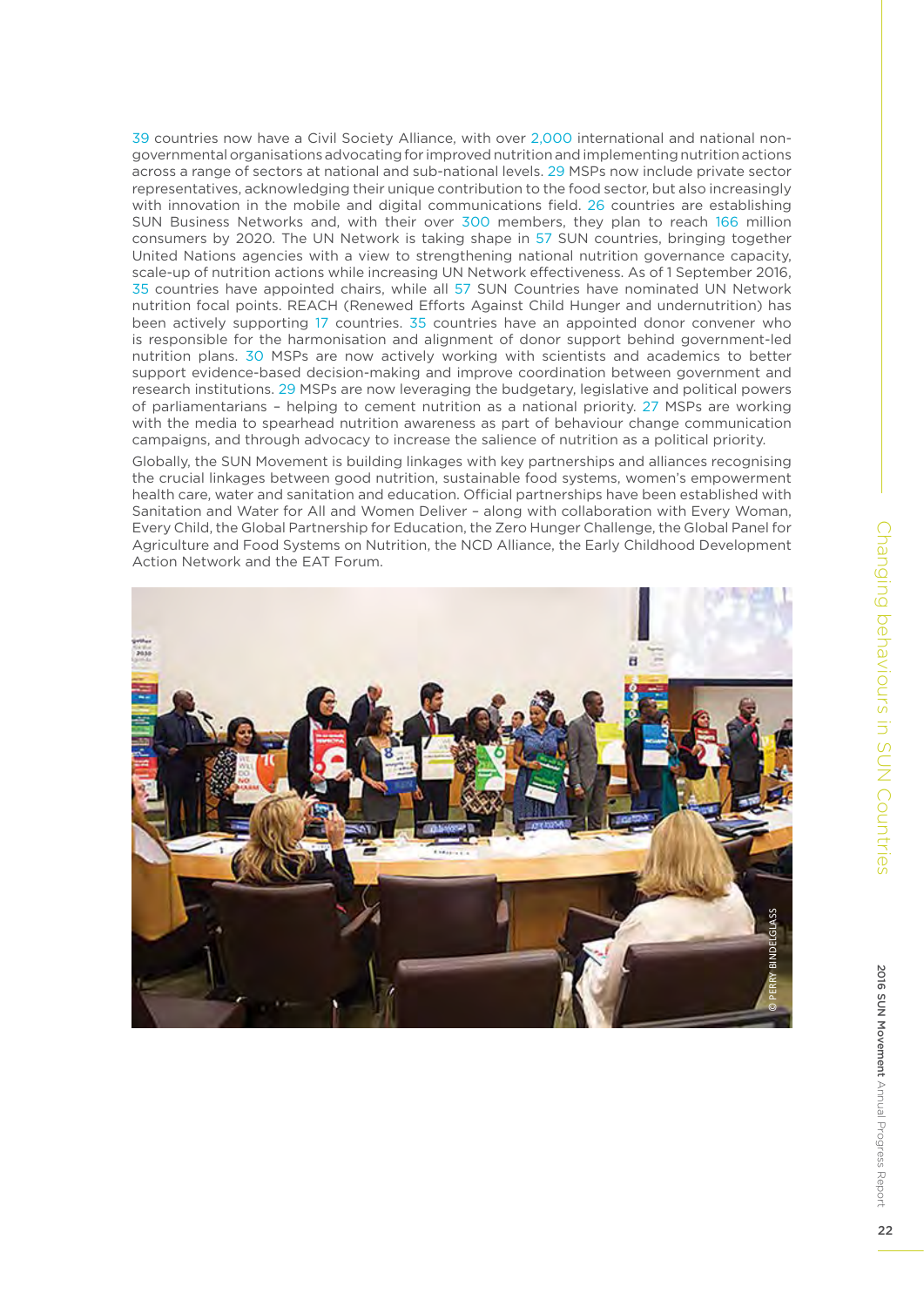39 countries now have a Civil Society Alliance, with over 2,000 international and national non-governmental organisations advocating for improved nutrition and implementing nutrition actions across a range of sectors at national and sub-national levels. 29 MSPs now include private sector representatives, acknowledging their unique contribution to the food sector, but also increasingly with innovation in the mobile and digital communications field. 26 countries are establishing SUN Business Networks and, with their over 300 members, they plan to reach 166 million consumers by 2020. The UN Network is taking shape in 57 SUN countries, bringing together United Nations agencies with a view to strengthening national nutrition governance capacity, scale-up of nutrition actions while increasing UN Network effectiveness. As of 1 September 2016, 35 countries have appointed chairs, while all 57 SUN Countries have nominated UN Network nutrition focal points. REACH (Renewed Efforts Against Child Hunger and undernutrition) has been actively supporting 17 countries. 35 countries have an appointed donor convener who is responsible for the harmonisation and alignment of donor support behind government-led nutrition plans. 30 MSPs are now actively working with scientists and academics to better support evidence-based decision-making and improve coordination between government and research institutions. 29 MSPs are now leveraging the budgetary, legislative and political powers of parliamentarians – helping to cement nutrition as a national priority. 27 MSPs are working with the media to spearhead nutrition awareness as part of behaviour change communication campaigns, and through advocacy to increase the salience of nutrition as a political priority.

Globally, the SUN Movement is building linkages with key partnerships and alliances recognising the crucial linkages between good nutrition, sustainable food systems, women's empowerment health care, water and sanitation and education. Official partnerships have been established with Sanitation and Water for All and Women Deliver – along with collaboration with Every Woman, Every Child, the Global Partnership for Education, the Zero Hunger Challenge, the Global Panel for Agriculture and Food Systems on Nutrition, the NCD Alliance, the Early Childhood Development Action Network and the EAT Forum.

© PERRY BINDELGLASS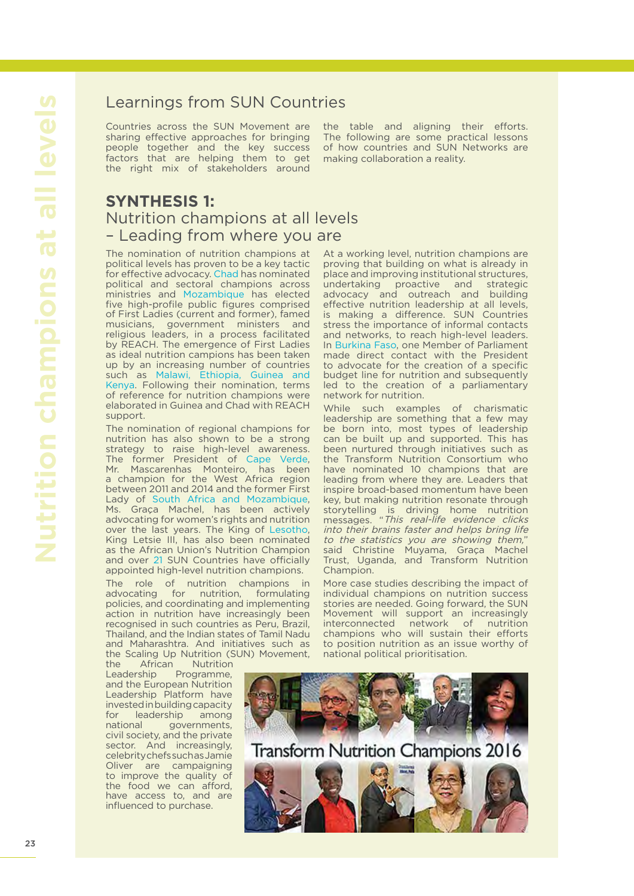## Learnings from SUN Countries

Countries across the SUN Movement are sharing effective approaches for bringing people together and the key success factors that are helping them to get the right mix of stakeholders around the table and aligning their efforts. The following are some practical lessons of how countries and SUN Networks are making collaboration a reality.

## SYNTHESIS 1:
## Nutrition champions at all levels – Leading from where you are

The nomination of nutrition champions at political levels has proven to be a key tactic for effective advocacy. Chad has nominated political and sectoral champions across ministries and Mozambique has elected five high-profile public figures comprised of First Ladies (current and former), famed musicians, government ministers and religious leaders, in a process facilitated by REACH. The emergence of First Ladies as ideal nutrition campions has been taken up by an increasing number of countries such as Malawi, Ethiopia, Guinea and Kenya. Following their nomination, terms of reference for nutrition champions were elaborated in Guinea and Chad with REACH support.

The nomination of regional champions for nutrition has also shown to be a strong strategy to raise high-level awareness. The former President of Cape Verde, Mr. Mascarenhas Monteiro, has been a champion for the West Africa region between 2011 and 2014 and the former First Lady of South Africa and Mozambique, Ms. Graça Machel, has been actively advocating for women's rights and nutrition over the last years. The King of Lesotho, King Letsie III, has also been nominated as the African Union's Nutrition Champion and over 21 SUN Countries have officially appointed high-level nutrition champions.

The role of nutrition champions in advocating for nutrition, formulating policies, and coordinating and implementing action in nutrition have increasingly been recognised in such countries as Peru, Brazil, Thailand, and the Indian states of Tamil Nadu and Maharashtra. And initiatives such as the Scaling Up Nutrition (SUN) Movement, the African Nutrition Leadership Programme, and the European Nutrition Leadership Platform have invested in building capacity for leadership among national governments, civil society, and the private sector. And increasingly, celebrity chefs such as Jamie Oliver are campaigning to improve the quality of the food we can afford, have access to, and are influenced to purchase.

At a working level, nutrition champions are proving that building on what is already in place and improving institutional structures, undertaking proactive and strategic advocacy and outreach and building effective nutrition leadership at all levels, is making a difference. SUN Countries stress the importance of informal contacts and networks, to reach high-level leaders. In Burkina Faso, one Member of Parliament made direct contact with the President to advocate for the creation of a specific budget line for nutrition and subsequently led to the creation of a parliamentary network for nutrition.

While such examples of charismatic leadership are something that a few may be born into, most types of leadership can be built up and supported. This has been nurtured through initiatives such as the Transform Nutrition Consortium who have nominated 10 champions that are leading from where they are. Leaders that inspire broad-based momentum have been key, but making nutrition resonate through storytelling is driving home nutrition messages. "*This real-life evidence clicks into their brains faster and helps bring life to the statistics you are showing them,*" said Christine Muyama, Graça Machel Trust, Uganda, and Transform Nutrition Champion.

More case studies describing the impact of individual champions on nutrition success stories are needed. Going forward, the SUN Movement will support an increasingly interconnected network of nutrition champions who will sustain their efforts to position nutrition as an issue worthy of national political prioritisation.

Transform Nutrition Champions 2016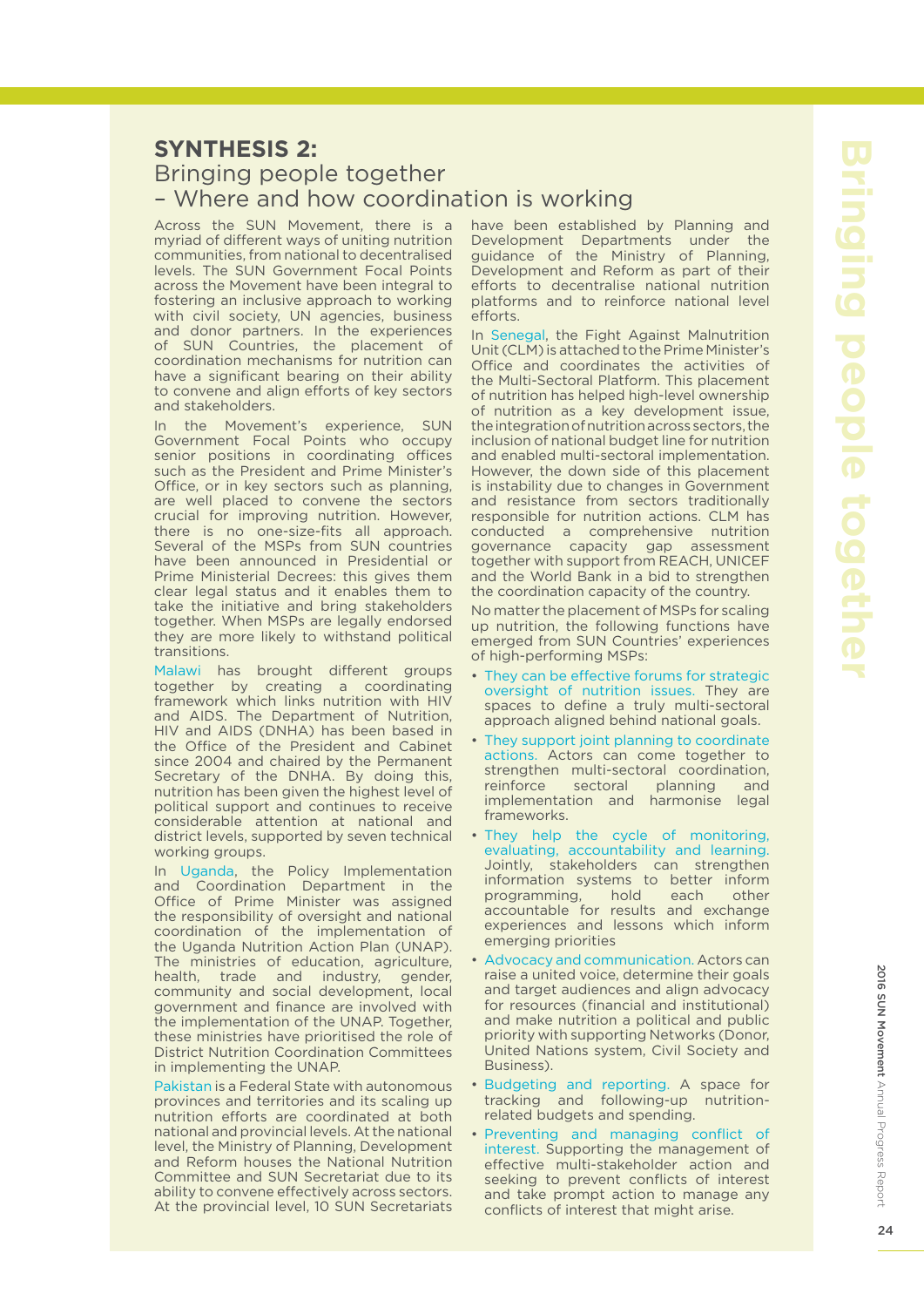## SYNTHESIS 2:
### Bringing people together – Where and how coordination is working

Across the SUN Movement, there is a myriad of different ways of uniting nutrition communities, from national to decentralised levels. The SUN Government Focal Points across the Movement have been integral to fostering an inclusive approach to working with civil society, UN agencies, business and donor partners. In the experiences of SUN Countries, the placement of coordination mechanisms for nutrition can have a significant bearing on their ability to convene and align efforts of key sectors and stakeholders.

In the Movement's experience, SUN Government Focal Points who occupy senior positions in coordinating offices such as the President and Prime Minister's Office, or in key sectors such as planning, are well placed to convene the sectors crucial for improving nutrition. However, there is no one-size-fits all approach. Several of the MSPs from SUN countries have been announced in Presidential or Prime Ministerial Decrees: this gives them clear legal status and it enables them to take the initiative and bring stakeholders together. When MSPs are legally endorsed they are more likely to withstand political transitions.

Malawi has brought different groups together by creating a coordinating framework which links nutrition with HIV and AIDS. The Department of Nutrition, HIV and AIDS (DNHA) has been based in the Office of the President and Cabinet since 2004 and chaired by the Permanent Secretary of the DNHA. By doing this, nutrition has been given the highest level of political support and continues to receive considerable attention at national and district levels, supported by seven technical working groups.

In Uganda, the Policy Implementation and Coordination Department in the Office of Prime Minister was assigned the responsibility of oversight and national coordination of the implementation of the Uganda Nutrition Action Plan (UNAP). The ministries of education, agriculture, health, trade and industry, gender, community and social development, local government and finance are involved with the implementation of the UNAP. Together, these ministries have prioritised the role of District Nutrition Coordination Committees in implementing the UNAP.

Pakistan is a Federal State with autonomous provinces and territories and its scaling up nutrition efforts are coordinated at both national and provincial levels. At the national level, the Ministry of Planning, Development and Reform houses the National Nutrition Committee and SUN Secretariat due to its ability to convene effectively across sectors. At the provincial level, 10 SUN Secretariats have been established by Planning and Development Departments under the guidance of the Ministry of Planning, Development and Reform as part of their efforts to decentralise national nutrition platforms and to reinforce national level efforts.

In Senegal, the Fight Against Malnutrition Unit (CLM) is attached to the Prime Minister's Office and coordinates the activities of the Multi-Sectoral Platform. This placement of nutrition has helped high-level ownership of nutrition as a key development issue, the integration of nutrition across sectors, the inclusion of national budget line for nutrition and enabled multi-sectoral implementation. However, the down side of this placement is instability due to changes in Government and resistance from sectors traditionally responsible for nutrition actions. CLM has conducted a comprehensive nutrition governance capacity gap assessment together with support from REACH, UNICEF and the World Bank in a bid to strengthen the coordination capacity of the country.

No matter the placement of MSPs for scaling up nutrition, the following functions have emerged from SUN Countries' experiences of high-performing MSPs:

- They can be effective forums for strategic oversight of nutrition issues. They are spaces to define a truly multi-sectoral approach aligned behind national goals.
- They support joint planning to coordinate actions. Actors can come together to strengthen multi-sectoral coordination, reinforce sectoral planning and implementation and harmonise legal frameworks.
- They help the cycle of monitoring, evaluating, accountability and learning. Jointly, stakeholders can strengthen information systems to better inform programming, hold each other accountable for results and exchange experiences and lessons which inform emerging priorities
- Advocacy and communication. Actors can raise a united voice, determine their goals and target audiences and align advocacy for resources (financial and institutional) and make nutrition a political and public priority with supporting Networks (Donor, United Nations system, Civil Society and Business).
- Budgeting and reporting. A space for tracking and following-up nutrition-related budgets and spending.
- Preventing and managing conflict of interest. Supporting the management of effective multi-stakeholder action and seeking to prevent conflicts of interest and take prompt action to manage any conflicts of interest that might arise.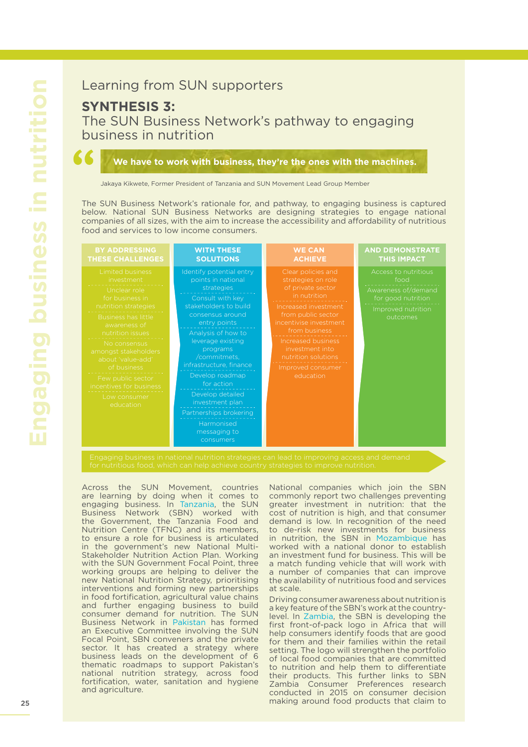# Learning from SUN supporters

## SYNTHESIS 3:
The SUN Business Network's pathway to engaging business in nutrition

> "We have to work with business, they're the ones with the machines."

Jakaya Kikwete, Former President of Tanzania and SUN Movement Lead Group Member

The SUN Business Network's rationale for, and pathway, to engaging business is captured below. National SUN Business Networks are designing strategies to engage national companies of all sizes, with the aim to increase the accessibility and affordability of nutritious food and services to low income consumers.

| BY ADDRESSING THESE CHALLENGES | WITH THESE SOLUTIONS | WE CAN ACHIEVE | AND DEMONSTRATE THIS IMPACT |
|---|---|---|---|
| Limited business investment | Identify potential entry points in national strategies | Clear policies and strategies on role of private sector in nutrition | Access to nutritious food |
| Unclear role for business in nutrition strategies | Consult with key stakeholders to build consensus around entry points | Increased investment from public sector incentivise investment from business | Awareness of/demand for good nutrition |
| Business has little awareness of nutrition issues | Analysis of how to leverage existing programs /commitments, infrastructure, finance | Increased business investment into nutrition solutions | Improved nutrition outcomes |
| No consensus amongst stakeholders about 'value-add' of business | Develop roadmap for action | Improved consumer education | |
| Few public sector incentives for business | Develop detailed investment plan | | |
| Low consumer education | Partnerships brokering | | |
| | Harmonised messaging to consumers | | |

Engaging business in national nutrition strategies can lead to improving access and demand for nutritious food, which can help achieve country strategies to improve nutrition.

Across the SUN Movement, countries are learning by doing when it comes to engaging business. In Tanzania, the SUN Business Network (SBN) worked with the Government, the Tanzania Food and Nutrition Centre (TFNC) and its members, to ensure a role for business is articulated in the government's new National Multi-Stakeholder Nutrition Action Plan. Working with the SUN Government Focal Point, three working groups are helping to deliver the new National Nutrition Strategy, prioritising interventions and forming new partnerships in food fortification, agricultural value chains and further engaging business to build consumer demand for nutrition. The SUN Business Network in Pakistan has formed an Executive Committee involving the SUN Focal Point, SBN conveners and the private sector. It has created a strategy where business leads on the development of 6 thematic roadmaps to support Pakistan's national nutrition strategy, across food fortification, water, sanitation and hygiene and agriculture.

National companies which join the SBN commonly report two challenges preventing greater investment in nutrition: that the cost of nutrition is high, and that consumer demand is low. In recognition of the need to de-risk new investments for business in nutrition, the SBN in Mozambique has worked with a national donor to establish an investment fund for business. This will be a match funding vehicle that will work with a number of companies that can improve the availability of nutritious food and services at scale.

Driving consumer awareness about nutrition is a key feature of the SBN's work at the country-level. In Zambia, the SBN is developing the first front-of-pack logo in Africa that will help consumers identify foods that are good for them and their families within the retail setting. The logo will strengthen the portfolio of local food companies that are committed to nutrition and help them to differentiate their products. This further links to SBN Zambia Consumer Preferences research conducted in 2015 on consumer decision making around food products that claim to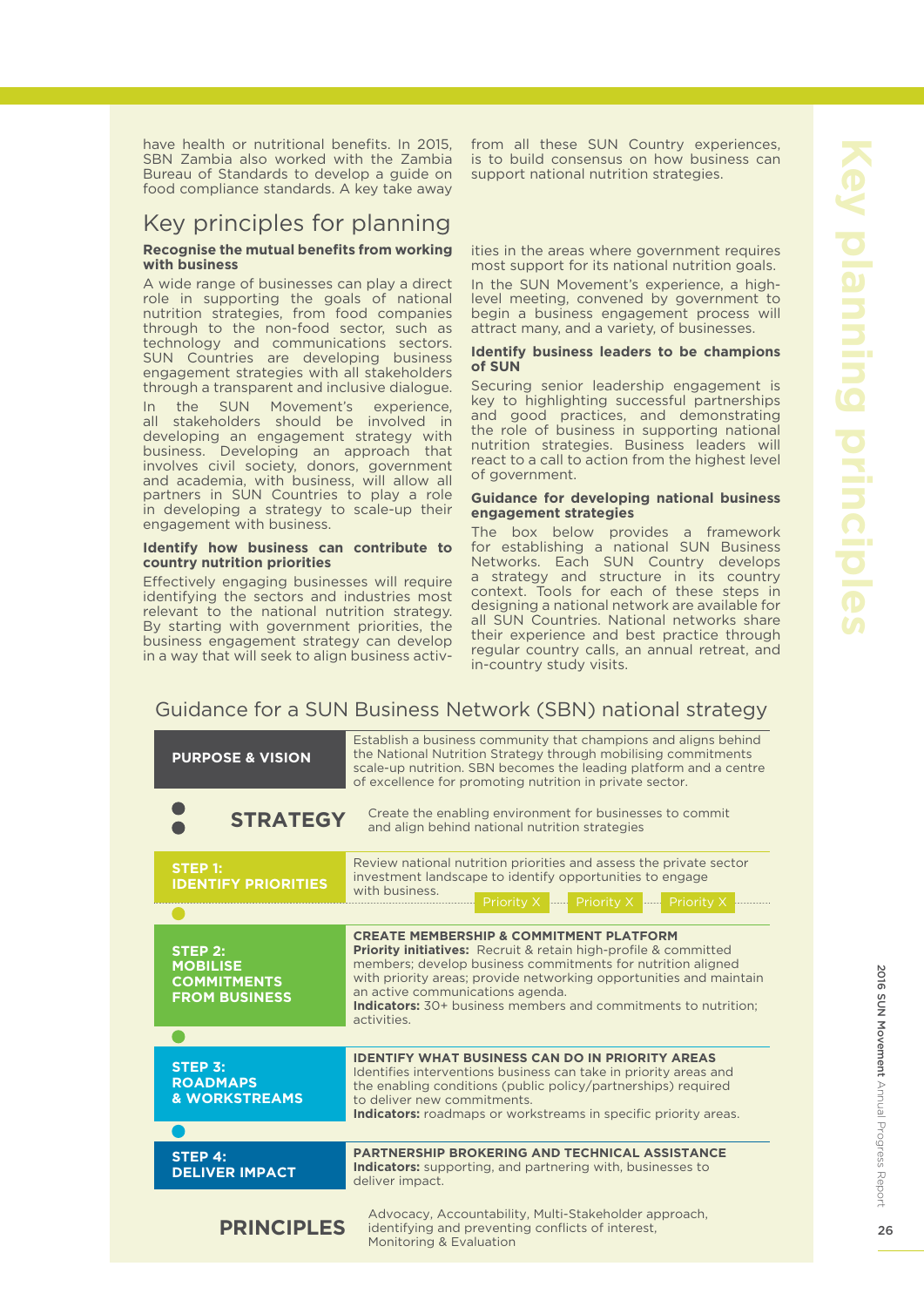have health or nutritional benefits. In 2015, SBN Zambia also worked with the Zambia Bureau of Standards to develop a guide on food compliance standards. A key take away from all these SUN Country experiences, is to build consensus on how business can support national nutrition strategies.

## Key principles for planning

**Recognise the mutual benefits from working with business**

A wide range of businesses can play a direct role in supporting the goals of national nutrition strategies, from food companies through to the non-food sector, such as technology and communications sectors. SUN Countries are developing business engagement strategies with all stakeholders through a transparent and inclusive dialogue.

In the SUN Movement's experience, all stakeholders should be involved in developing an engagement strategy with business. Developing an approach that involves civil society, donors, government and academia, with business, will allow all partners in SUN Countries to play a role in developing a strategy to scale-up their engagement with business.

**Identify how business can contribute to country nutrition priorities**

Effectively engaging businesses will require identifying the sectors and industries most relevant to the national nutrition strategy. By starting with government priorities, the business engagement strategy can develop in a way that will seek to align business activities in the areas where government requires most support for its national nutrition goals.

In the SUN Movement's experience, a high-level meeting, convened by government to begin a business engagement process will attract many, and a variety, of businesses.

**Identify business leaders to be champions of SUN**

Securing senior leadership engagement is key to highlighting successful partnerships and good practices, and demonstrating the role of business in supporting national nutrition strategies. Business leaders will react to a call to action from the highest level of government.

**Guidance for developing national business engagement strategies**

The box below provides a framework for establishing a national SUN Business Networks. Each SUN Country develops a strategy and structure in its country context. Tools for each of these steps in designing a national network are available for all SUN Countries. National networks share their experience and best practice through regular country calls, an annual retreat, and in-country study visits.

### Guidance for a SUN Business Network (SBN) national strategy

**PURPOSE & VISION**

Establish a business community that champions and aligns behind the National Nutrition Strategy through mobilising commitments scale-up nutrition. SBN becomes the leading platform and a centre of excellence for promoting nutrition in private sector.

**STRATEGY**

Create the enabling environment for businesses to commit and align behind national nutrition strategies

**STEP 1: IDENTIFY PRIORITIES**

Review national nutrition priorities and assess the private sector investment landscape to identify opportunities to engage with business.

Priority X — Priority X — Priority X

**STEP 2: MOBILISE COMMITMENTS FROM BUSINESS**

**CREATE MEMBERSHIP & COMMITMENT PLATFORM**
**Priority initiatives:** Recruit & retain high-profile & committed members; develop business commitments for nutrition aligned with priority areas; provide networking opportunities and maintain an active communications agenda.
**Indicators:** 30+ business members and commitments to nutrition; activities.

**STEP 3: ROADMAPS & WORKSTREAMS**

**IDENTIFY WHAT BUSINESS CAN DO IN PRIORITY AREAS**
Identifies interventions business can take in priority areas and the enabling conditions (public policy/partnerships) required to deliver new commitments.
**Indicators:** roadmaps or workstreams in specific priority areas.

**STEP 4: DELIVER IMPACT**

**PARTNERSHIP BROKERING AND TECHNICAL ASSISTANCE**
**Indicators:** supporting, and partnering with, businesses to deliver impact.

**PRINCIPLES**

Advocacy, Accountability, Multi-Stakeholder approach, identifying and preventing conflicts of interest, Monitoring & Evaluation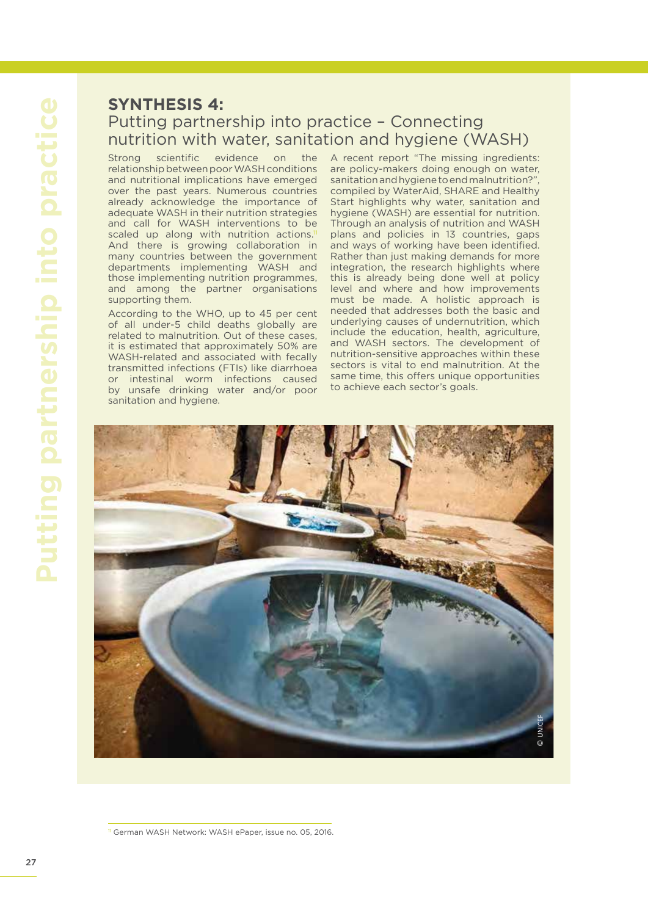# SYNTHESIS 4:

## Putting partnership into practice – Connecting nutrition with water, sanitation and hygiene (WASH)

Strong scientific evidence on the relationship between poor WASH conditions and nutritional implications have emerged over the past years. Numerous countries already acknowledge the importance of adequate WASH in their nutrition strategies and call for WASH interventions to be scaled up along with nutrition actions.[11] And there is growing collaboration in many countries between the government departments implementing WASH and those implementing nutrition programmes, and among the partner organisations supporting them.

According to the WHO, up to 45 per cent of all under-5 child deaths globally are related to malnutrition. Out of these cases, it is estimated that approximately 50% are WASH-related and associated with fecally transmitted infections (FTIs) like diarrhoea or intestinal worm infections caused by unsafe drinking water and/or poor sanitation and hygiene.

A recent report "The missing ingredients: are policy-makers doing enough on water, sanitation and hygiene to end malnutrition?", compiled by WaterAid, SHARE and Healthy Start highlights why water, sanitation and hygiene (WASH) are essential for nutrition. Through an analysis of nutrition and WASH plans and policies in 13 countries, gaps and ways of working have been identified. Rather than just making demands for more integration, the research highlights where this is already being done well at policy level and where and how improvements must be made. A holistic approach is needed that addresses both the basic and underlying causes of undernutrition, which include the education, health, agriculture, and WASH sectors. The development of nutrition-sensitive approaches within these sectors is vital to end malnutrition. At the same time, this offers unique opportunities to achieve each sector's goals.

© UNICEF

[11] German WASH Network: WASH ePaper, issue no. 05, 2016.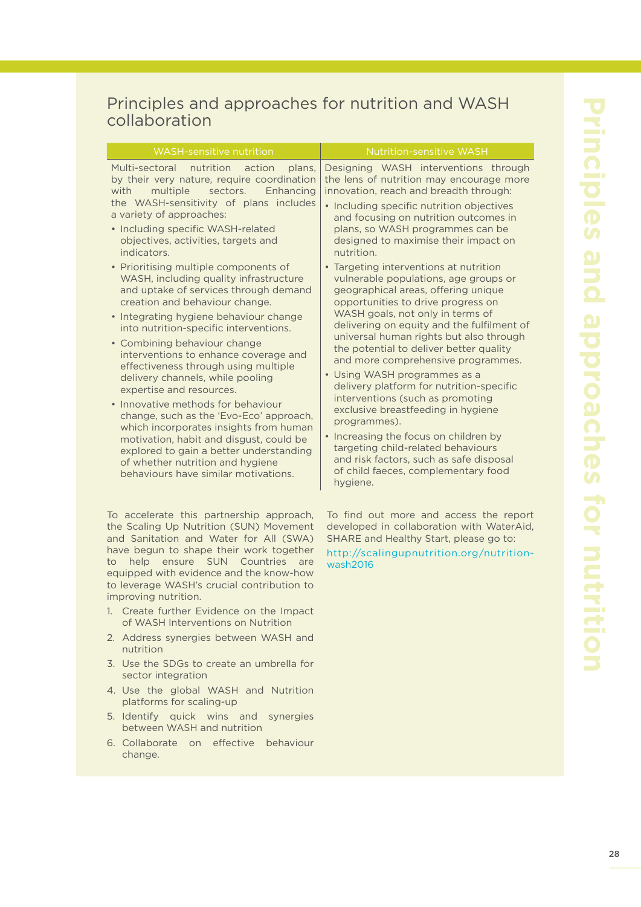## Principles and approaches for nutrition and WASH collaboration

| WASH-sensitive nutrition | Nutrition-sensitive WASH |
| --- | --- |
| Multi-sectoral nutrition action plans, by their very nature, require coordination with multiple sectors. Enhancing the WASH-sensitivity of plans includes a variety of approaches:<br>• Including specific WASH-related objectives, activities, targets and indicators.<br>• Prioritising multiple components of WASH, including quality infrastructure and uptake of services through demand creation and behaviour change.<br>• Integrating hygiene behaviour change into nutrition-specific interventions.<br>• Combining behaviour change interventions to enhance coverage and effectiveness through using multiple delivery channels, while pooling expertise and resources.<br>• Innovative methods for behaviour change, such as the 'Evo-Eco' approach, which incorporates insights from human motivation, habit and disgust, could be explored to gain a better understanding of whether nutrition and hygiene behaviours have similar motivations. | Designing WASH interventions through the lens of nutrition may encourage more innovation, reach and breadth through:<br>• Including specific nutrition objectives and focusing on nutrition outcomes in plans, so WASH programmes can be designed to maximise their impact on nutrition.<br>• Targeting interventions at nutrition vulnerable populations, age groups or geographical areas, offering unique opportunities to drive progress on WASH goals, not only in terms of delivering on equity and the fulfilment of universal human rights but also through the potential to deliver better quality and more comprehensive programmes.<br>• Using WASH programmes as a delivery platform for nutrition-specific interventions (such as promoting exclusive breastfeeding in hygiene programmes).<br>• Increasing the focus on children by targeting child-related behaviours and risk factors, such as safe disposal of child faeces, complementary food hygiene. |

To accelerate this partnership approach, the Scaling Up Nutrition (SUN) Movement and Sanitation and Water for All (SWA) have begun to shape their work together to help ensure SUN Countries are equipped with evidence and the know-how to leverage WASH's crucial contribution to improving nutrition.

1. Create further Evidence on the Impact of WASH Interventions on Nutrition
2. Address synergies between WASH and nutrition
3. Use the SDGs to create an umbrella for sector integration
4. Use the global WASH and Nutrition platforms for scaling-up
5. Identify quick wins and synergies between WASH and nutrition
6. Collaborate on effective behaviour change.

To find out more and access the report developed in collaboration with WaterAid, SHARE and Healthy Start, please go to: http://scalingupnutrition.org/nutrition-wash2016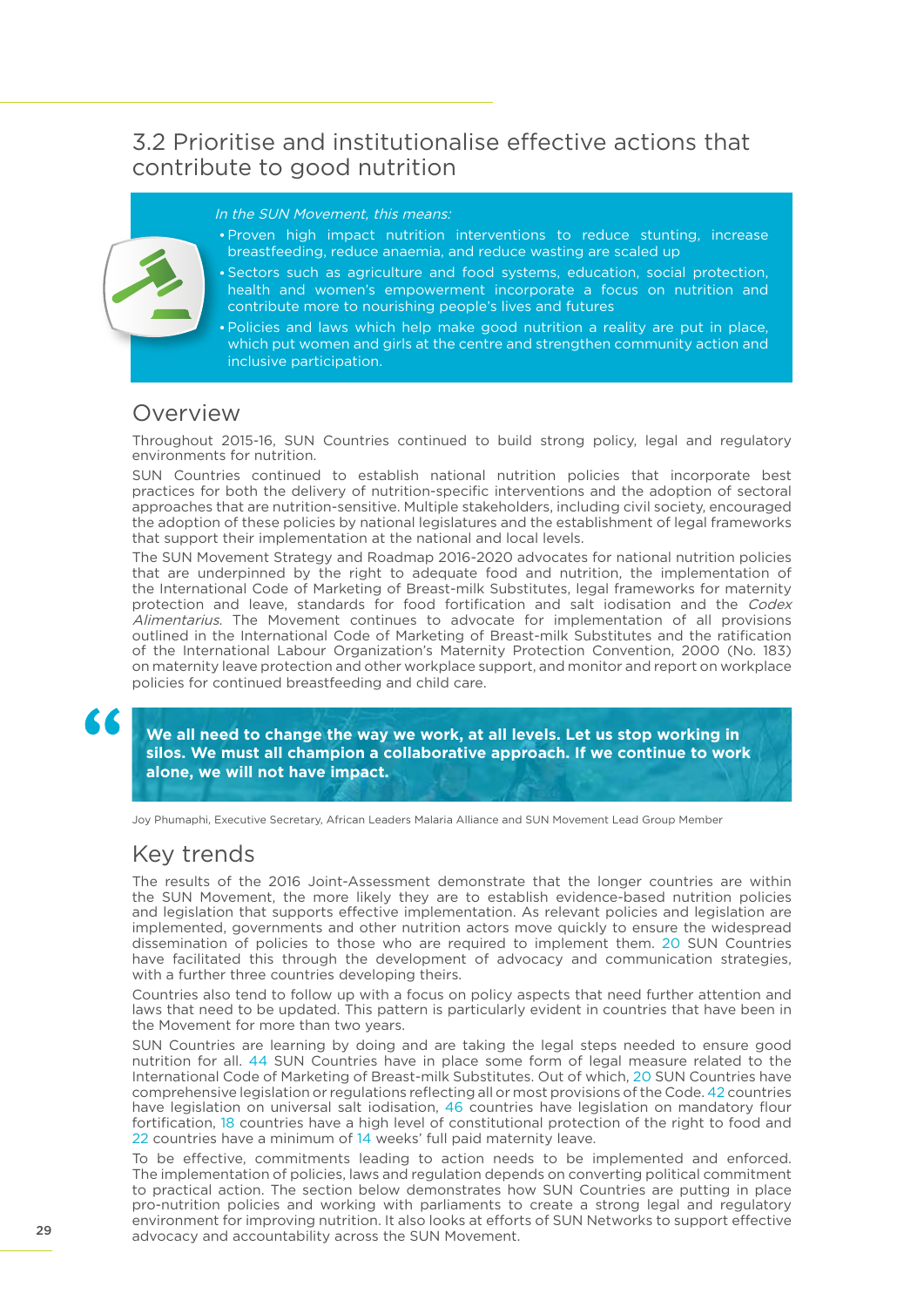## 3.2 Prioritise and institutionalise effective actions that contribute to good nutrition

*In the SUN Movement, this means:*

- Proven high impact nutrition interventions to reduce stunting, increase breastfeeding, reduce anaemia, and reduce wasting are scaled up
- Sectors such as agriculture and food systems, education, social protection, health and women's empowerment incorporate a focus on nutrition and contribute more to nourishing people's lives and futures
- Policies and laws which help make good nutrition a reality are put in place, which put women and girls at the centre and strengthen community action and inclusive participation.

### Overview

Throughout 2015-16, SUN Countries continued to build strong policy, legal and regulatory environments for nutrition.

SUN Countries continued to establish national nutrition policies that incorporate best practices for both the delivery of nutrition-specific interventions and the adoption of sectoral approaches that are nutrition-sensitive. Multiple stakeholders, including civil society, encouraged the adoption of these policies by national legislatures and the establishment of legal frameworks that support their implementation at the national and local levels.

The SUN Movement Strategy and Roadmap 2016-2020 advocates for national nutrition policies that are underpinned by the right to adequate food and nutrition, the implementation of the International Code of Marketing of Breast-milk Substitutes, legal frameworks for maternity protection and leave, standards for food fortification and salt iodisation and the *Codex Alimentarius*. The Movement continues to advocate for implementation of all provisions outlined in the International Code of Marketing of Breast-milk Substitutes and the ratification of the International Labour Organization's Maternity Protection Convention, 2000 (No. 183) on maternity leave protection and other workplace support, and monitor and report on workplace policies for continued breastfeeding and child care.

> **We all need to change the way we work, at all levels. Let us stop working in silos. We must all champion a collaborative approach. If we continue to work alone, we will not have impact.**

Joy Phumaphi, Executive Secretary, African Leaders Malaria Alliance and SUN Movement Lead Group Member

### Key trends

The results of the 2016 Joint-Assessment demonstrate that the longer countries are within the SUN Movement, the more likely they are to establish evidence-based nutrition policies and legislation that supports effective implementation. As relevant policies and legislation are implemented, governments and other nutrition actors move quickly to ensure the widespread dissemination of policies to those who are required to implement them. 20 SUN Countries have facilitated this through the development of advocacy and communication strategies, with a further three countries developing theirs.

Countries also tend to follow up with a focus on policy aspects that need further attention and laws that need to be updated. This pattern is particularly evident in countries that have been in the Movement for more than two years.

SUN Countries are learning by doing and are taking the legal steps needed to ensure good nutrition for all. 44 SUN Countries have in place some form of legal measure related to the International Code of Marketing of Breast-milk Substitutes. Out of which, 20 SUN Countries have comprehensive legislation or regulations reflecting all or most provisions of the Code. 42 countries have legislation on universal salt iodisation, 46 countries have legislation on mandatory flour fortification, 18 countries have a high level of constitutional protection of the right to food and 22 countries have a minimum of 14 weeks' full paid maternity leave.

To be effective, commitments leading to action needs to be implemented and enforced. The implementation of policies, laws and regulation depends on converting political commitment to practical action. The section below demonstrates how SUN Countries are putting in place pro-nutrition policies and working with parliaments to create a strong legal and regulatory environment for improving nutrition. It also looks at efforts of SUN Networks to support effective advocacy and accountability across the SUN Movement.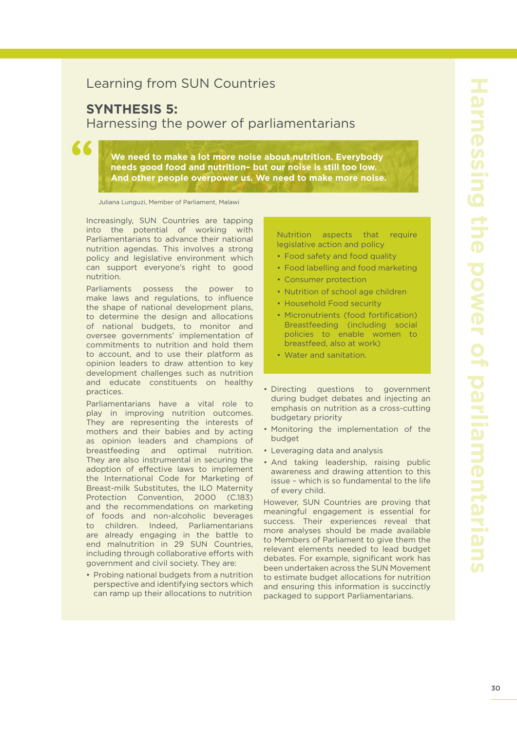Learning from SUN Countries

# SYNTHESIS 5:

## Harnessing the power of parliamentarians

> **We need to make a lot more noise about nutrition. Everybody needs good food and nutrition– but our noise is still too low. And other people overpower us. We need to make more noise.**

Juliana Lunguzi, Member of Parliament, Malawi

Increasingly, SUN Countries are tapping into the potential of working with Parliamentarians to advance their national nutrition agendas. This involves a strong policy and legislative environment which can support everyone's right to good nutrition.

Parliaments possess the power to make laws and regulations, to influence the shape of national development plans, to determine the design and allocations of national budgets, to monitor and oversee governments' implementation of commitments to nutrition and hold them to account, and to use their platform as opinion leaders to draw attention to key development challenges such as nutrition and educate constituents on healthy practices.

Parliamentarians have a vital role to play in improving nutrition outcomes. They are representing the interests of mothers and their babies and by acting as opinion leaders and champions of breastfeeding and optimal nutrition. They are also instrumental in securing the adoption of effective laws to implement the International Code for Marketing of Breast-milk Substitutes, the ILO Maternity Protection Convention, 2000 (C.183) and the recommendations on marketing of foods and non-alcoholic beverages to children. Indeed, Parliamentarians are already engaging in the battle to end malnutrition in 29 SUN Countries, including through collaborative efforts with government and civil society. They are:

- Probing national budgets from a nutrition perspective and identifying sectors which can ramp up their allocations to nutrition
- Directing questions to government during budget debates and injecting an emphasis on nutrition as a cross-cutting budgetary priority
- Monitoring the implementation of the budget
- Leveraging data and analysis
- And taking leadership, raising public awareness and drawing attention to this issue – which is so fundamental to the life of every child.

However, SUN Countries are proving that meaningful engagement is essential for success. Their experiences reveal that more analyses should be made available to Members of Parliament to give them the relevant elements needed to lead budget debates. For example, significant work has been undertaken across the SUN Movement to estimate budget allocations for nutrition and ensuring this information is succinctly packaged to support Parliamentarians.

Nutrition aspects that require legislative action and policy

- Food safety and food quality
- Food labelling and food marketing
- Consumer protection
- Nutrition of school age children
- Household Food security
- Micronutrients (food fortification) Breastfeeding (including social policies to enable women to breastfeed, also at work)
- Water and sanitation.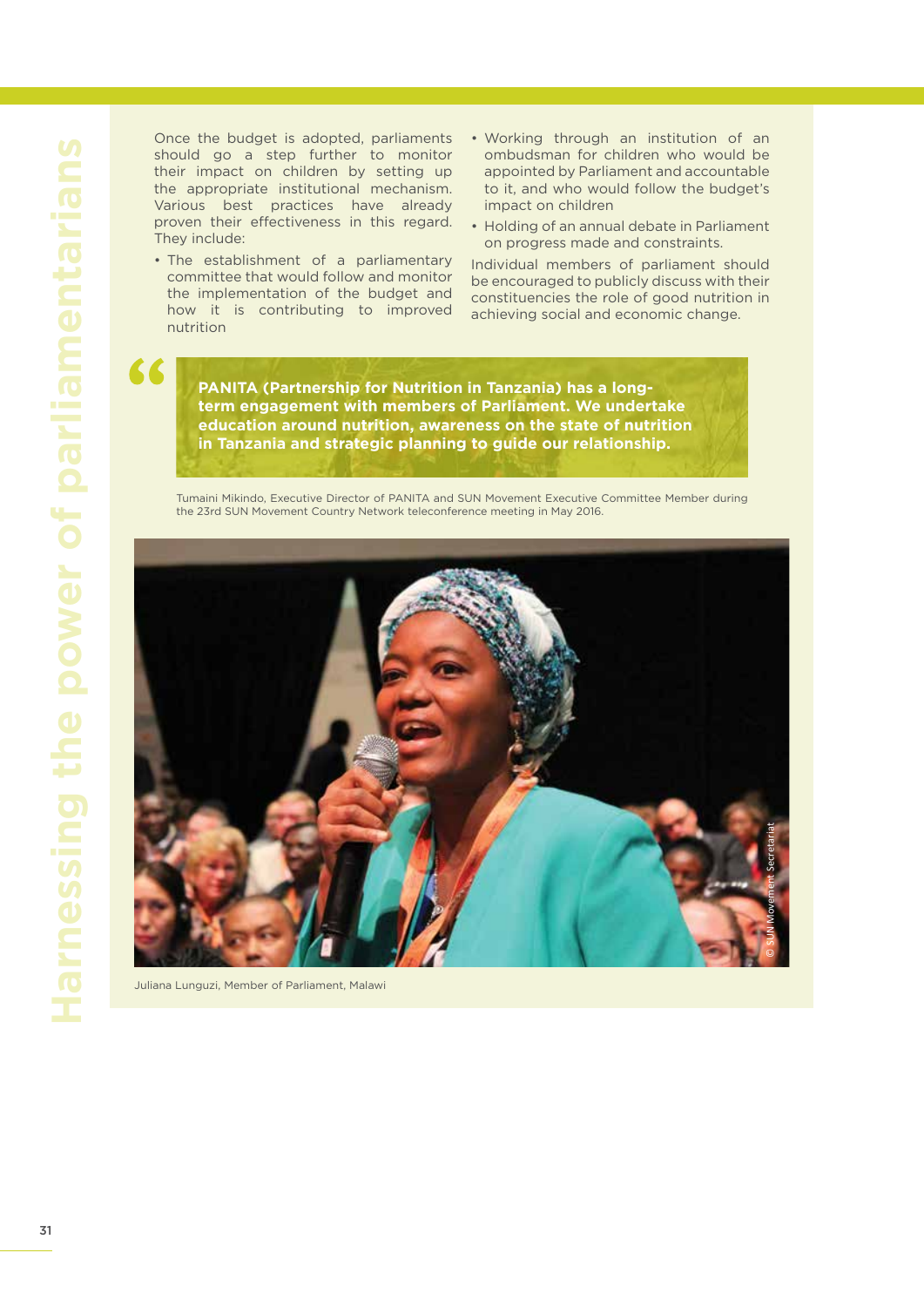Once the budget is adopted, parliaments should go a step further to monitor their impact on children by setting up the appropriate institutional mechanism. Various best practices have already proven their effectiveness in this regard. They include:

- The establishment of a parliamentary committee that would follow and monitor the implementation of the budget and how it is contributing to improved nutrition
- Working through an institution of an ombudsman for children who would be appointed by Parliament and accountable to it, and who would follow the budget's impact on children
- Holding of an annual debate in Parliament on progress made and constraints.

Individual members of parliament should be encouraged to publicly discuss with their constituencies the role of good nutrition in achieving social and economic change.

> **PANITA (Partnership for Nutrition in Tanzania) has a long-term engagement with members of Parliament. We undertake education around nutrition, awareness on the state of nutrition in Tanzania and strategic planning to guide our relationship.**

Tumaini Mikindo, Executive Director of PANITA and SUN Movement Executive Committee Member during the 23rd SUN Movement Country Network teleconference meeting in May 2016.

© SUN Movement Secretariat

Juliana Lunguzi, Member of Parliament, Malawi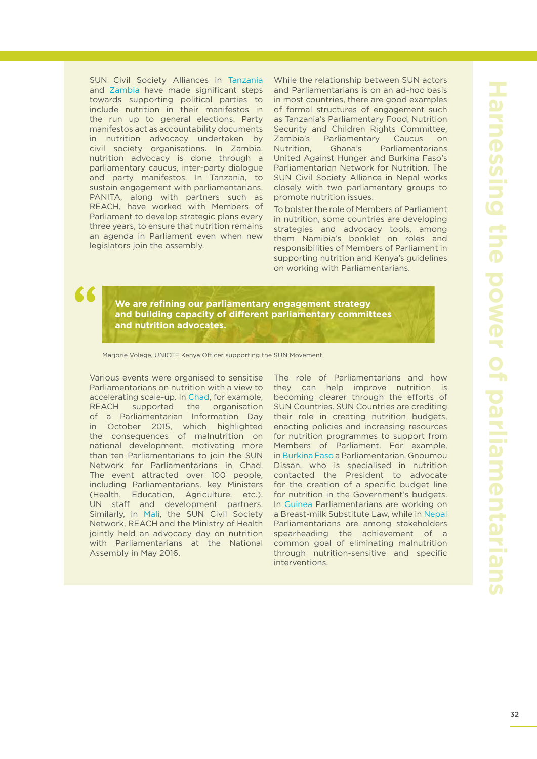SUN Civil Society Alliances in Tanzania and Zambia have made significant steps towards supporting political parties to include nutrition in their manifestos in the run up to general elections. Party manifestos act as accountability documents in nutrition advocacy undertaken by civil society organisations. In Zambia, nutrition advocacy is done through a parliamentary caucus, inter-party dialogue and party manifestos. In Tanzania, to sustain engagement with parliamentarians, PANITA, along with partners such as REACH, have worked with Members of Parliament to develop strategic plans every three years, to ensure that nutrition remains an agenda in Parliament even when new legislators join the assembly.

While the relationship between SUN actors and Parliamentarians is on an ad-hoc basis in most countries, there are good examples of formal structures of engagement such as Tanzania's Parliamentary Food, Nutrition Security and Children Rights Committee, Zambia's Parliamentary Caucus on Nutrition, Ghana's Parliamentarians United Against Hunger and Burkina Faso's Parliamentarian Network for Nutrition. The SUN Civil Society Alliance in Nepal works closely with two parliamentary groups to promote nutrition issues.

To bolster the role of Members of Parliament in nutrition, some countries are developing strategies and advocacy tools, among them Namibia's booklet on roles and responsibilities of Members of Parliament in supporting nutrition and Kenya's guidelines on working with Parliamentarians.

> **We are refining our parliamentary engagement strategy and building capacity of different parliamentary committees and nutrition advocates.**

Marjorie Volege, UNICEF Kenya Officer supporting the SUN Movement

Various events were organised to sensitise Parliamentarians on nutrition with a view to accelerating scale-up. In Chad, for example, REACH supported the organisation of a Parliamentarian Information Day in October 2015, which highlighted the consequences of malnutrition on national development, motivating more than ten Parliamentarians to join the SUN Network for Parliamentarians in Chad. The event attracted over 100 people, including Parliamentarians, key Ministers (Health, Education, Agriculture, etc.), UN staff and development partners. Similarly, in Mali, the SUN Civil Society Network, REACH and the Ministry of Health jointly held an advocacy day on nutrition with Parliamentarians at the National Assembly in May 2016.

The role of Parliamentarians and how they can help improve nutrition is becoming clearer through the efforts of SUN Countries. SUN Countries are crediting their role in creating nutrition budgets, enacting policies and increasing resources for nutrition programmes to support from Members of Parliament. For example, in Burkina Faso a Parliamentarian, Gnoumou Dissan, who is specialised in nutrition contacted the President to advocate for the creation of a specific budget line for nutrition in the Government's budgets. In Guinea Parliamentarians are working on a Breast-milk Substitute Law, while in Nepal Parliamentarians are among stakeholders spearheading the achievement of a common goal of eliminating malnutrition through nutrition-sensitive and specific interventions.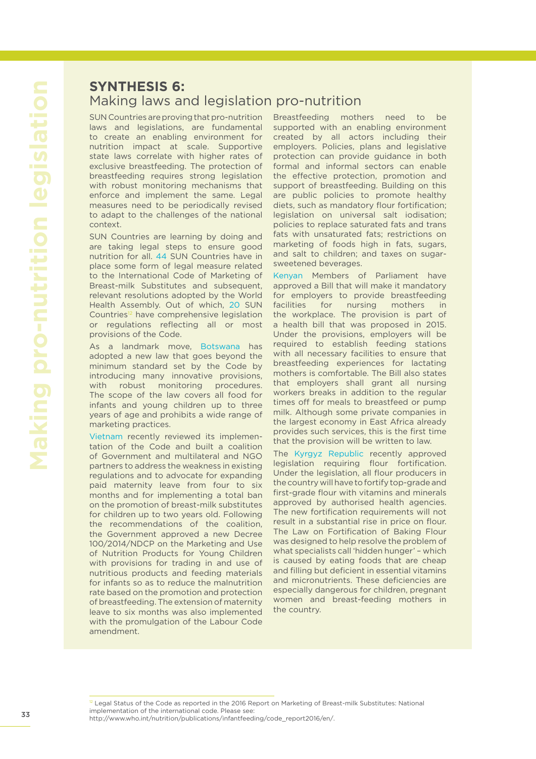## SYNTHESIS 6:
## Making laws and legislation pro-nutrition

SUN Countries are proving that pro-nutrition laws and legislations, are fundamental to create an enabling environment for nutrition impact at scale. Supportive state laws correlate with higher rates of exclusive breastfeeding. The protection of breastfeeding requires strong legislation with robust monitoring mechanisms that enforce and implement the same. Legal measures need to be periodically revised to adapt to the challenges of the national context.

SUN Countries are learning by doing and are taking legal steps to ensure good nutrition for all. 44 SUN Countries have in place some form of legal measure related to the International Code of Marketing of Breast-milk Substitutes and subsequent, relevant resolutions adopted by the World Health Assembly. Out of which, 20 SUN Countries[12] have comprehensive legislation or regulations reflecting all or most provisions of the Code.

As a landmark move, Botswana has adopted a new law that goes beyond the minimum standard set by the Code by introducing many innovative provisions, with robust monitoring procedures. The scope of the law covers all food for infants and young children up to three years of age and prohibits a wide range of marketing practices.

Vietnam recently reviewed its implementation of the Code and built a coalition of Government and multilateral and NGO partners to address the weakness in existing regulations and to advocate for expanding paid maternity leave from four to six months and for implementing a total ban on the promotion of breast-milk substitutes for children up to two years old. Following the recommendations of the coalition, the Government approved a new Decree 100/2014/NDCP on the Marketing and Use of Nutrition Products for Young Children with provisions for trading in and use of nutritious products and feeding materials for infants so as to reduce the malnutrition rate based on the promotion and protection of breastfeeding. The extension of maternity leave to six months was also implemented with the promulgation of the Labour Code amendment.

Breastfeeding mothers need to be supported with an enabling environment created by all actors including their employers. Policies, plans and legislative protection can provide guidance in both formal and informal sectors can enable the effective protection, promotion and support of breastfeeding. Building on this are public policies to promote healthy diets, such as mandatory flour fortification; legislation on universal salt iodisation; policies to replace saturated fats and trans fats with unsaturated fats; restrictions on marketing of foods high in fats, sugars, and salt to children; and taxes on sugar-sweetened beverages.

Kenyan Members of Parliament have approved a Bill that will make it mandatory for employers to provide breastfeeding facilities for nursing mothers in the workplace. The provision is part of a health bill that was proposed in 2015. Under the provisions, employers will be required to establish feeding stations with all necessary facilities to ensure that breastfeeding experiences for lactating mothers is comfortable. The Bill also states that employers shall grant all nursing workers breaks in addition to the regular times off for meals to breastfeed or pump milk. Although some private companies in the largest economy in East Africa already provides such services, this is the first time that the provision will be written to law.

The Kyrgyz Republic recently approved legislation requiring flour fortification. Under the legislation, all flour producers in the country will have to fortify top-grade and first-grade flour with vitamins and minerals approved by authorised health agencies. The new fortification requirements will not result in a substantial rise in price on flour. The Law on Fortification of Baking Flour was designed to help resolve the problem of what specialists call 'hidden hunger' – which is caused by eating foods that are cheap and filling but deficient in essential vitamins and micronutrients. These deficiencies are especially dangerous for children, pregnant women and breast-feeding mothers in the country.

[12] Legal Status of the Code as reported in the 2016 Report on Marketing of Breast-milk Substitutes: National implementation of the international code. Please see: http://www.who.int/nutrition/publications/infantfeeding/code_report2016/en/.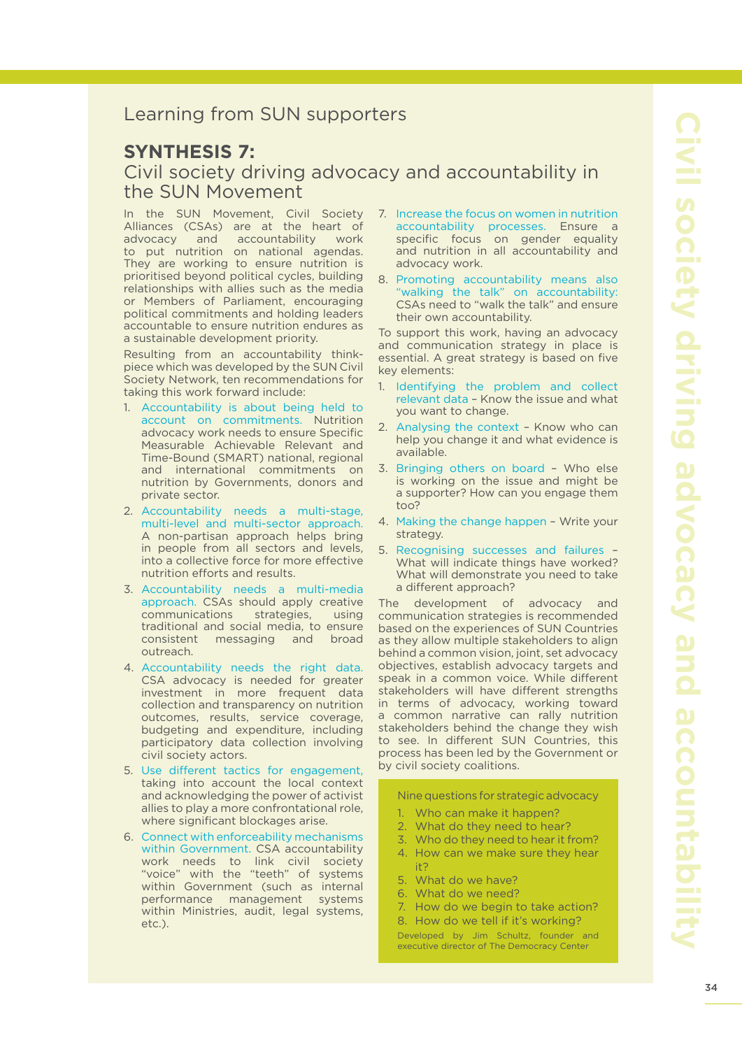Learning from SUN supporters

# SYNTHESIS 7:
## Civil society driving advocacy and accountability in the SUN Movement

In the SUN Movement, Civil Society Alliances (CSAs) are at the heart of advocacy and accountability work to put nutrition on national agendas. They are working to ensure nutrition is prioritised beyond political cycles, building relationships with allies such as the media or Members of Parliament, encouraging political commitments and holding leaders accountable to ensure nutrition endures as a sustainable development priority.

Resulting from an accountability think-piece which was developed by the SUN Civil Society Network, ten recommendations for taking this work forward include:

1. Accountability is about being held to account on commitments. Nutrition advocacy work needs to ensure Specific Measurable Achievable Relevant and Time-Bound (SMART) national, regional and international commitments on nutrition by Governments, donors and private sector.
2. Accountability needs a multi-stage, multi-level and multi-sector approach. A non-partisan approach helps bring in people from all sectors and levels, into a collective force for more effective nutrition efforts and results.
3. Accountability needs a multi-media approach. CSAs should apply creative communications strategies, using traditional and social media, to ensure consistent messaging and broad outreach.
4. Accountability needs the right data. CSA advocacy is needed for greater investment in more frequent data collection and transparency on nutrition outcomes, results, service coverage, budgeting and expenditure, including participatory data collection involving civil society actors.
5. Use different tactics for engagement, taking into account the local context and acknowledging the power of activist allies to play a more confrontational role, where significant blockages arise.
6. Connect with enforceability mechanisms within Government. CSA accountability work needs to link civil society "voice" with the "teeth" of systems within Government (such as internal performance management systems within Ministries, audit, legal systems, etc.).
7. Increase the focus on women in nutrition accountability processes. Ensure a specific focus on gender equality and nutrition in all accountability and advocacy work.
8. Promoting accountability means also "walking the talk" on accountability: CSAs need to "walk the talk" and ensure their own accountability.

To support this work, having an advocacy and communication strategy in place is essential. A great strategy is based on five key elements:

1. Identifying the problem and collect relevant data – Know the issue and what you want to change.
2. Analysing the context – Know who can help you change it and what evidence is available.
3. Bringing others on board – Who else is working on the issue and might be a supporter? How can you engage them too?
4. Making the change happen – Write your strategy.
5. Recognising successes and failures – What will indicate things have worked? What will demonstrate you need to take a different approach?

The development of advocacy and communication strategies is recommended based on the experiences of SUN Countries as they allow multiple stakeholders to align behind a common vision, joint, set advocacy objectives, establish advocacy targets and speak in a common voice. While different stakeholders will have different strengths in terms of advocacy, working toward a common narrative can rally nutrition stakeholders behind the change they wish to see. In different SUN Countries, this process has been led by the Government or by civil society coalitions.

Nine questions for strategic advocacy

1. Who can make it happen?
2. What do they need to hear?
3. Who do they need to hear it from?
4. How can we make sure they hear it?
5. What do we have?
6. What do we need?
7. How do we begin to take action?
8. How do we tell if it's working?

Developed by Jim Schultz, founder and executive director of The Democracy Center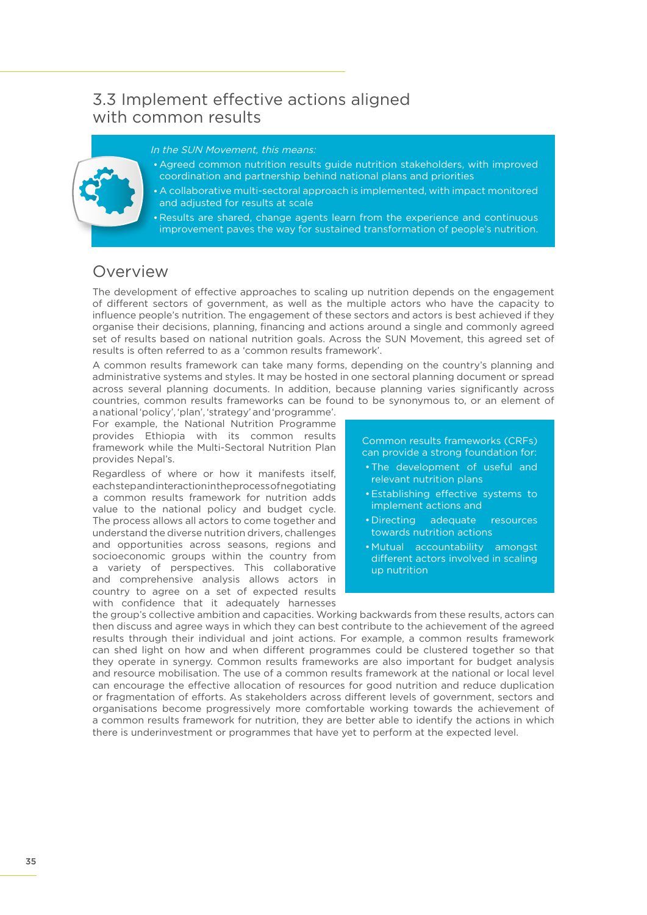## 3.3 Implement effective actions aligned with common results

*In the SUN Movement, this means:*

- Agreed common nutrition results guide nutrition stakeholders, with improved coordination and partnership behind national plans and priorities
- A collaborative multi-sectoral approach is implemented, with impact monitored and adjusted for results at scale
- Results are shared, change agents learn from the experience and continuous improvement paves the way for sustained transformation of people's nutrition.

## Overview

The development of effective approaches to scaling up nutrition depends on the engagement of different sectors of government, as well as the multiple actors who have the capacity to influence people's nutrition. The engagement of these sectors and actors is best achieved if they organise their decisions, planning, financing and actions around a single and commonly agreed set of results based on national nutrition goals. Across the SUN Movement, this agreed set of results is often referred to as a 'common results framework'.

A common results framework can take many forms, depending on the country's planning and administrative systems and styles. It may be hosted in one sectoral planning document or spread across several planning documents. In addition, because planning varies significantly across countries, common results frameworks can be found to be synonymous to, or an element of a national 'policy', 'plan', 'strategy' and 'programme'. For example, the National Nutrition Programme provides Ethiopia with its common results framework while the Multi-Sectoral Nutrition Plan provides Nepal's.

Regardless of where or how it manifests itself, each step and interaction in the process of negotiating a common results framework for nutrition adds value to the national policy and budget cycle. The process allows all actors to come together and understand the diverse nutrition drivers, challenges and opportunities across seasons, regions and socioeconomic groups within the country from a variety of perspectives. This collaborative and comprehensive analysis allows actors in country to agree on a set of expected results with confidence that it adequately harnesses the group's collective ambition and capacities. Working backwards from these results, actors can then discuss and agree ways in which they can best contribute to the achievement of the agreed results through their individual and joint actions. For example, a common results framework can shed light on how and when different programmes could be clustered together so that they operate in synergy. Common results frameworks are also important for budget analysis and resource mobilisation. The use of a common results framework at the national or local level can encourage the effective allocation of resources for good nutrition and reduce duplication or fragmentation of efforts. As stakeholders across different levels of government, sectors and organisations become progressively more comfortable working towards the achievement of a common results framework for nutrition, they are better able to identify the actions in which there is underinvestment or programmes that have yet to perform at the expected level.

Common results frameworks (CRFs) can provide a strong foundation for:

- The development of useful and relevant nutrition plans
- Establishing effective systems to implement actions and
- Directing adequate resources towards nutrition actions
- Mutual accountability amongst different actors involved in scaling up nutrition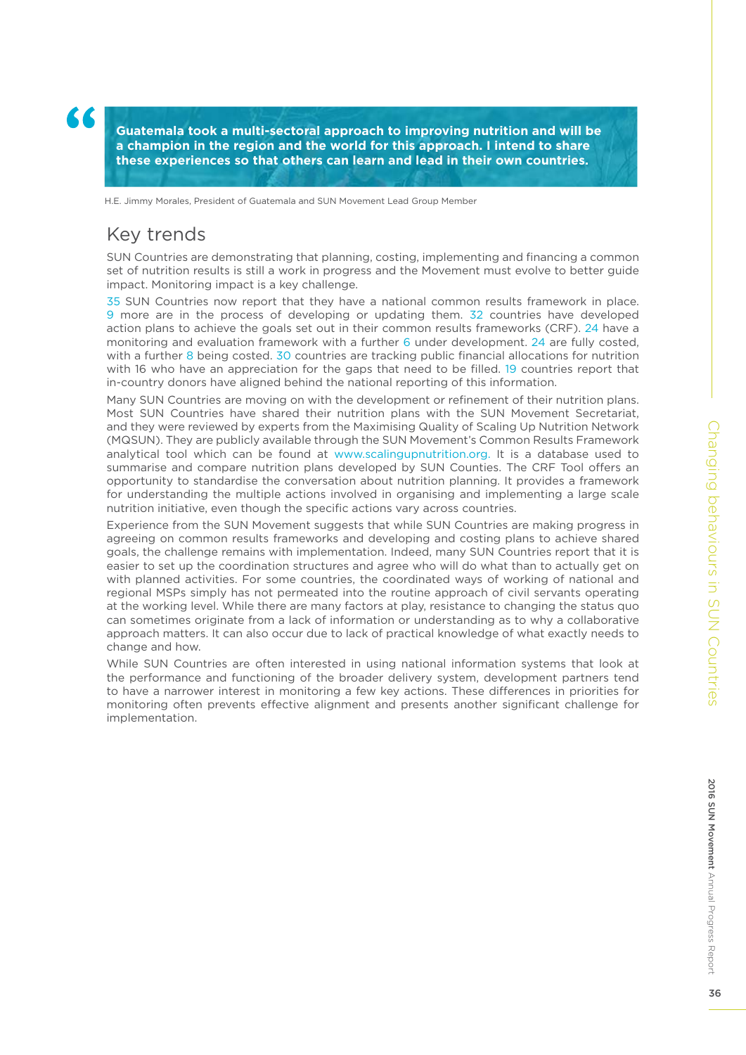> **Guatemala took a multi-sectoral approach to improving nutrition and will be a champion in the region and the world for this approach. I intend to share these experiences so that others can learn and lead in their own countries.**

H.E. Jimmy Morales, President of Guatemala and SUN Movement Lead Group Member

## Key trends

SUN Countries are demonstrating that planning, costing, implementing and financing a common set of nutrition results is still a work in progress and the Movement must evolve to better guide impact. Monitoring impact is a key challenge.

35 SUN Countries now report that they have a national common results framework in place. 9 more are in the process of developing or updating them. 32 countries have developed action plans to achieve the goals set out in their common results frameworks (CRF). 24 have a monitoring and evaluation framework with a further 6 under development. 24 are fully costed, with a further 8 being costed. 30 countries are tracking public financial allocations for nutrition with 16 who have an appreciation for the gaps that need to be filled. 19 countries report that in-country donors have aligned behind the national reporting of this information.

Many SUN Countries are moving on with the development or refinement of their nutrition plans. Most SUN Countries have shared their nutrition plans with the SUN Movement Secretariat, and they were reviewed by experts from the Maximising Quality of Scaling Up Nutrition Network (MQSUN). They are publicly available through the SUN Movement's Common Results Framework analytical tool which can be found at www.scalingupnutrition.org. It is a database used to summarise and compare nutrition plans developed by SUN Counties. The CRF Tool offers an opportunity to standardise the conversation about nutrition planning. It provides a framework for understanding the multiple actions involved in organising and implementing a large scale nutrition initiative, even though the specific actions vary across countries.

Experience from the SUN Movement suggests that while SUN Countries are making progress in agreeing on common results frameworks and developing and costing plans to achieve shared goals, the challenge remains with implementation. Indeed, many SUN Countries report that it is easier to set up the coordination structures and agree who will do what than to actually get on with planned activities. For some countries, the coordinated ways of working of national and regional MSPs simply has not permeated into the routine approach of civil servants operating at the working level. While there are many factors at play, resistance to changing the status quo can sometimes originate from a lack of information or understanding as to why a collaborative approach matters. It can also occur due to lack of practical knowledge of what exactly needs to change and how.

While SUN Countries are often interested in using national information systems that look at the performance and functioning of the broader delivery system, development partners tend to have a narrower interest in monitoring a few key actions. These differences in priorities for monitoring often prevents effective alignment and presents another significant challenge for implementation.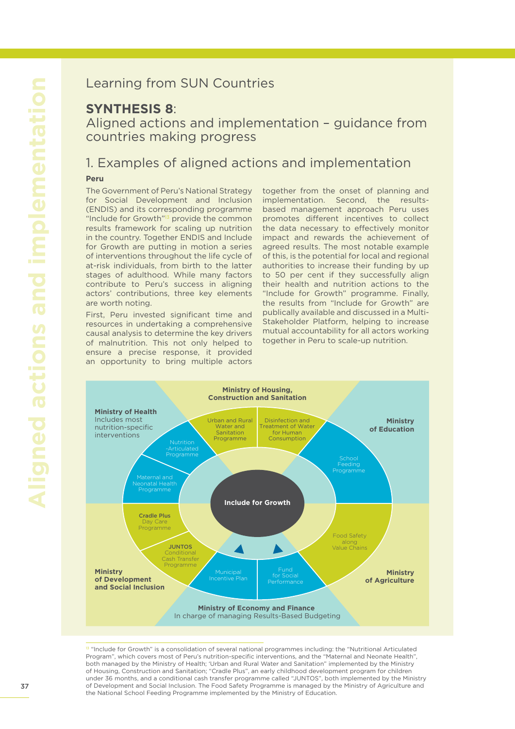Learning from SUN Countries

# SYNTHESIS 8:
Aligned actions and implementation – guidance from countries making progress

## 1. Examples of aligned actions and implementation

### Peru

The Government of Peru's National Strategy for Social Development and Inclusion (ENDIS) and its corresponding programme "Include for Growth"[13] provide the common results framework for scaling up nutrition in the country. Together ENDIS and Include for Growth are putting in motion a series of interventions throughout the life cycle of at-risk individuals, from birth to the latter stages of adulthood. While many factors contribute to Peru's success in aligning actors' contributions, three key elements are worth noting.

First, Peru invested significant time and resources in undertaking a comprehensive causal analysis to determine the key drivers of malnutrition. This not only helped to ensure a precise response, it provided an opportunity to bring multiple actors together from the onset of planning and implementation. Second, the results-based management approach Peru uses promotes different incentives to collect the data necessary to effectively monitor impact and rewards the achievement of agreed results. The most notable example of this, is the potential for local and regional authorities to increase their funding by up to 50 per cent if they successfully align their health and nutrition actions to the "Include for Growth" programme. Finally, the results from "Include for Growth" are publically available and discussed in a Multi-Stakeholder Platform, helping to increase mutual accountability for all actors working together in Peru to scale-up nutrition.

Ministry of Housing, Construction and Sanitation

Urban and Rural Water and Sanitation Programme

Disinfection and Treatment of Water for Human Consumption

Ministry of Health
Includes most nutrition-specific interventions

Nutrition -Articulated Programme

Maternal and Neonatal Health Programme

Ministry of Education

School Feeding Programme

Include for Growth

Cradle Plus Day Care Programme

JUNTOS Conditional Cash Transfer Programme

Ministry of Development and Social Inclusion

Municipal Incentive Plan

Fund for Social Performance

Food Safety along Value Chains

Ministry of Agriculture

Ministry of Economy and Finance
In charge of managing Results-Based Budgeting

[13] "Include for Growth" is a consolidation of several national programmes including: the "Nutritional Articulated Program", which covers most of Peru's nutrition-specific interventions, and the "Maternal and Neonate Health", both managed by the Ministry of Health; 'Urban and Rural Water and Sanitation" implemented by the Ministry of Housing, Construction and Sanitation; "Cradle Plus", an early childhood development program for children under 36 months, and a conditional cash transfer programme called "JUNTOS", both implemented by the Ministry of Development and Social Inclusion. The Food Safety Programme is managed by the Ministry of Agriculture and the National School Feeding Programme implemented by the Ministry of Education.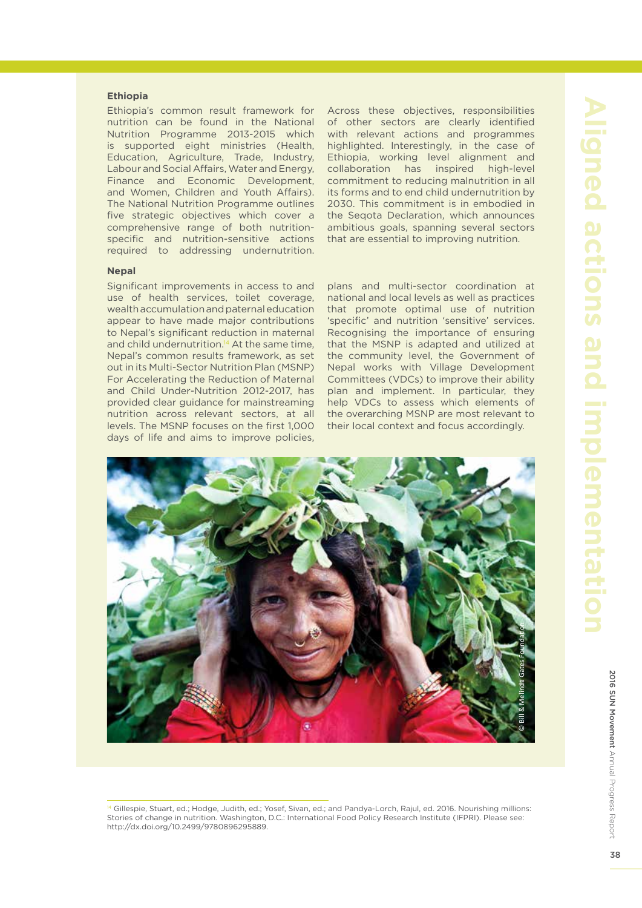### Ethiopia

Ethiopia's common result framework for nutrition can be found in the National Nutrition Programme 2013-2015 which is supported eight ministries (Health, Education, Agriculture, Trade, Industry, Labour and Social Affairs, Water and Energy, Finance and Economic Development, and Women, Children and Youth Affairs). The National Nutrition Programme outlines five strategic objectives which cover a comprehensive range of both nutrition-specific and nutrition-sensitive actions required to addressing undernutrition. Across these objectives, responsibilities of other sectors are clearly identified with relevant actions and programmes highlighted. Interestingly, in the case of Ethiopia, working level alignment and collaboration has inspired high-level commitment to reducing malnutrition in all its forms and to end child undernutrition by 2030. This commitment is in embodied in the Seqota Declaration, which announces ambitious goals, spanning several sectors that are essential to improving nutrition.

### Nepal

Significant improvements in access to and use of health services, toilet coverage, wealth accumulation and paternal education appear to have made major contributions to Nepal's significant reduction in maternal and child undernutrition.[14] At the same time, Nepal's common results framework, as set out in its Multi-Sector Nutrition Plan (MSNP) For Accelerating the Reduction of Maternal and Child Under-Nutrition 2012-2017, has provided clear guidance for mainstreaming nutrition across relevant sectors, at all levels. The MSNP focuses on the first 1,000 days of life and aims to improve policies, plans and multi-sector coordination at national and local levels as well as practices that promote optimal use of nutrition 'specific' and nutrition 'sensitive' services. Recognising the importance of ensuring that the MSNP is adapted and utilized at the community level, the Government of Nepal works with Village Development Committees (VDCs) to improve their ability plan and implement. In particular, they help VDCs to assess which elements of the overarching MSNP are most relevant to their local context and focus accordingly.

© Bill & Melinda Gates Foundation

[14] Gillespie, Stuart, ed.; Hodge, Judith, ed.; Yosef, Sivan, ed.; and Pandya-Lorch, Rajul, ed. 2016. Nourishing millions: Stories of change in nutrition. Washington, D.C.: International Food Policy Research Institute (IFPRI). Please see: http://dx.doi.org/10.2499/9780896295889.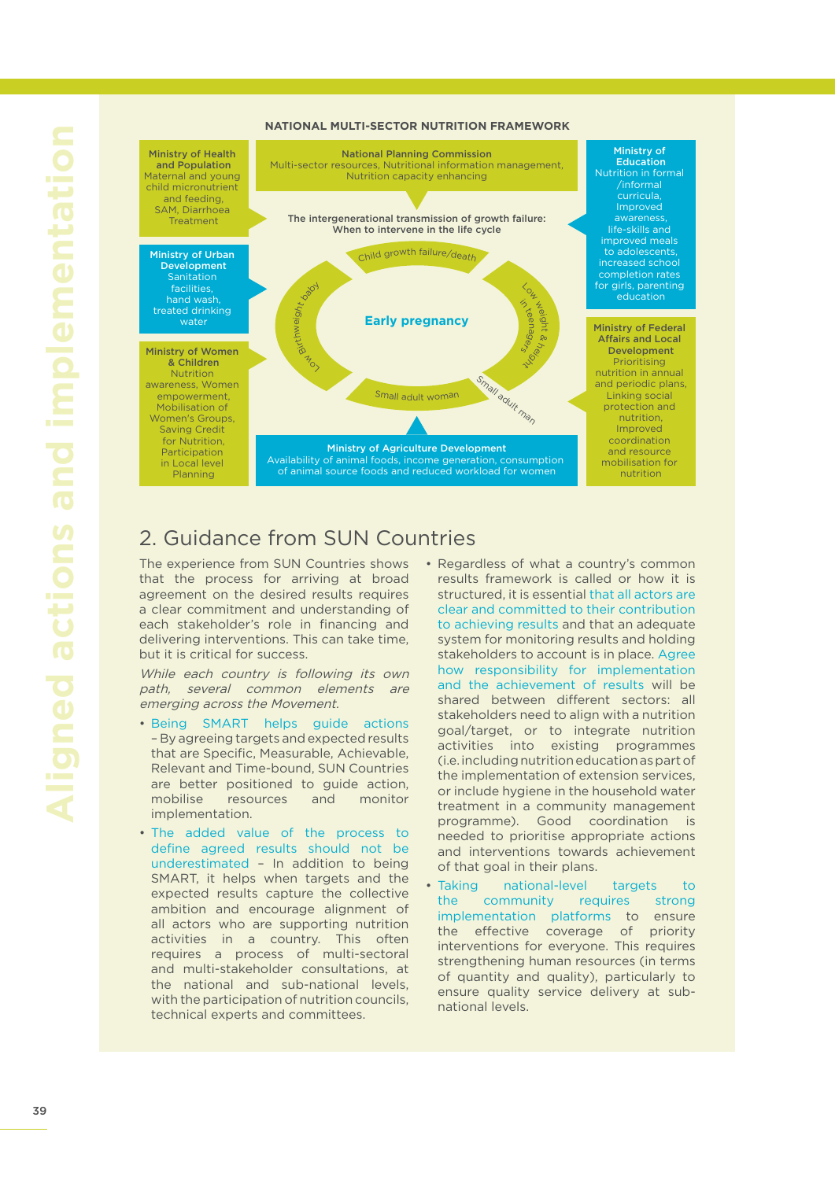### NATIONAL MULTI-SECTOR NUTRITION FRAMEWORK

**Ministry of Health and Population**
Maternal and young child micronutrient and feeding, SAM, Diarrhoea Treatment

**National Planning Commission**
Multi-sector resources, Nutritional information management, Nutrition capacity enhancing

**Ministry of Education**
Nutrition in formal /informal curricula, Improved awareness, life-skills and improved meals to adolescents, increased school completion rates for girls, parenting education

**Ministry of Urban Development**
Sanitation facilities, hand wash, treated drinking water

The intergenerational transmission of growth failure:
When to intervene in the life cycle

Child growth failure/death

Low weight & height in teenagers

Early pregnancy

Small adult man

Small adult woman

Low Birthweight baby

**Ministry of Women & Children**
Nutrition awareness, Women empowerment, Mobilisation of Women's Groups, Saving Credit for Nutrition, Participation in Local level Planning

**Ministry of Federal Affairs and Local Development**
Prioritising nutrition in annual and periodic plans, Linking social protection and nutrition, Improved coordination and resource mobilisation for nutrition

**Ministry of Agriculture Development**
Availability of animal foods, income generation, consumption of animal source foods and reduced workload for women

## 2. Guidance from SUN Countries

The experience from SUN Countries shows that the process for arriving at broad agreement on the desired results requires a clear commitment and understanding of each stakeholder's role in financing and delivering interventions. This can take time, but it is critical for success.

*While each country is following its own path, several common elements are emerging across the Movement.*

- **Being SMART helps guide actions** – By agreeing targets and expected results that are Specific, Measurable, Achievable, Relevant and Time-bound, SUN Countries are better positioned to guide action, mobilise resources and monitor implementation.
- **The added value of the process to define agreed results should not be underestimated** – In addition to being SMART, it helps when targets and the expected results capture the collective ambition and encourage alignment of all actors who are supporting nutrition activities in a country. This often requires a process of multi-sectoral and multi-stakeholder consultations, at the national and sub-national levels, with the participation of nutrition councils, technical experts and committees.
- Regardless of what a country's common results framework is called or how it is structured, it is essential that all actors are clear and committed to their contribution to achieving results and that an adequate system for monitoring results and holding stakeholders to account is in place. Agree how responsibility for implementation and the achievement of results will be shared between different sectors: all stakeholders need to align with a nutrition goal/target, or to integrate nutrition activities into existing programmes (i.e. including nutrition education as part of the implementation of extension services, or include hygiene in the household water treatment in a community management programme). Good coordination is needed to prioritise appropriate actions and interventions towards achievement of that goal in their plans.
- **Taking national-level targets to the community requires strong implementation platforms** to ensure the effective coverage of priority interventions for everyone. This requires strengthening human resources (in terms of quantity and quality), particularly to ensure quality service delivery at sub-national levels.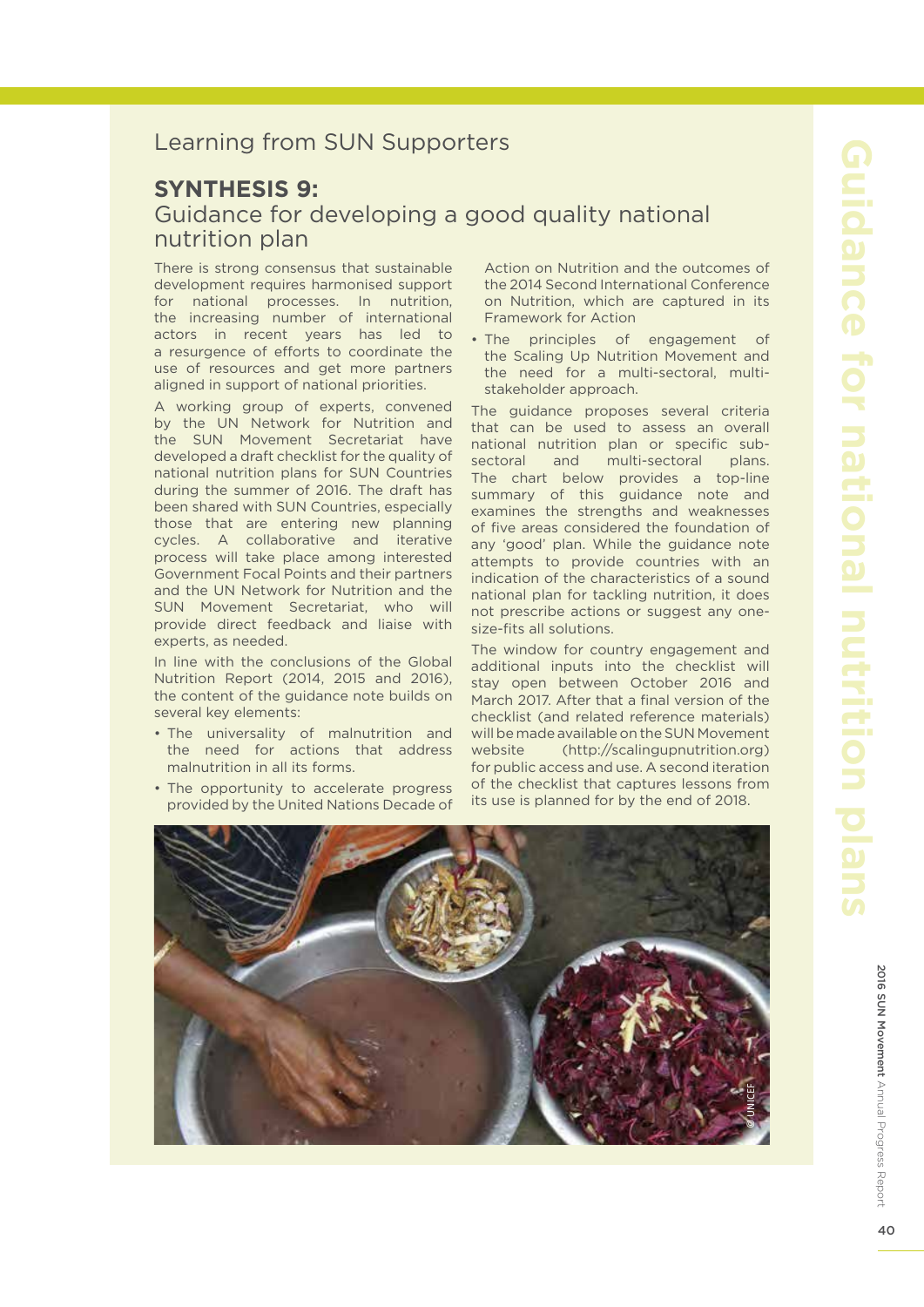Learning from SUN Supporters

## SYNTHESIS 9:
## Guidance for developing a good quality national nutrition plan

There is strong consensus that sustainable development requires harmonised support for national processes. In nutrition, the increasing number of international actors in recent years has led to a resurgence of efforts to coordinate the use of resources and get more partners aligned in support of national priorities.

A working group of experts, convened by the UN Network for Nutrition and the SUN Movement Secretariat have developed a draft checklist for the quality of national nutrition plans for SUN Countries during the summer of 2016. The draft has been shared with SUN Countries, especially those that are entering new planning cycles. A collaborative and iterative process will take place among interested Government Focal Points and their partners and the UN Network for Nutrition and the SUN Movement Secretariat, who will provide direct feedback and liaise with experts, as needed.

In line with the conclusions of the Global Nutrition Report (2014, 2015 and 2016), the content of the guidance note builds on several key elements:

- The universality of malnutrition and the need for actions that address malnutrition in all its forms.
- The opportunity to accelerate progress provided by the United Nations Decade of Action on Nutrition and the outcomes of the 2014 Second International Conference on Nutrition, which are captured in its Framework for Action
- The principles of engagement of the Scaling Up Nutrition Movement and the need for a multi-sectoral, multi-stakeholder approach.

The guidance proposes several criteria that can be used to assess an overall national nutrition plan or specific sub-sectoral and multi-sectoral plans. The chart below provides a top-line summary of this guidance note and examines the strengths and weaknesses of five areas considered the foundation of any 'good' plan. While the guidance note attempts to provide countries with an indication of the characteristics of a sound national plan for tackling nutrition, it does not prescribe actions or suggest any one-size-fits all solutions.

The window for country engagement and additional inputs into the checklist will stay open between October 2016 and March 2017. After that a final version of the checklist (and related reference materials) will be made available on the SUN Movement website (http://scalingupnutrition.org) for public access and use. A second iteration of the checklist that captures lessons from its use is planned for by the end of 2018.

© UNICEF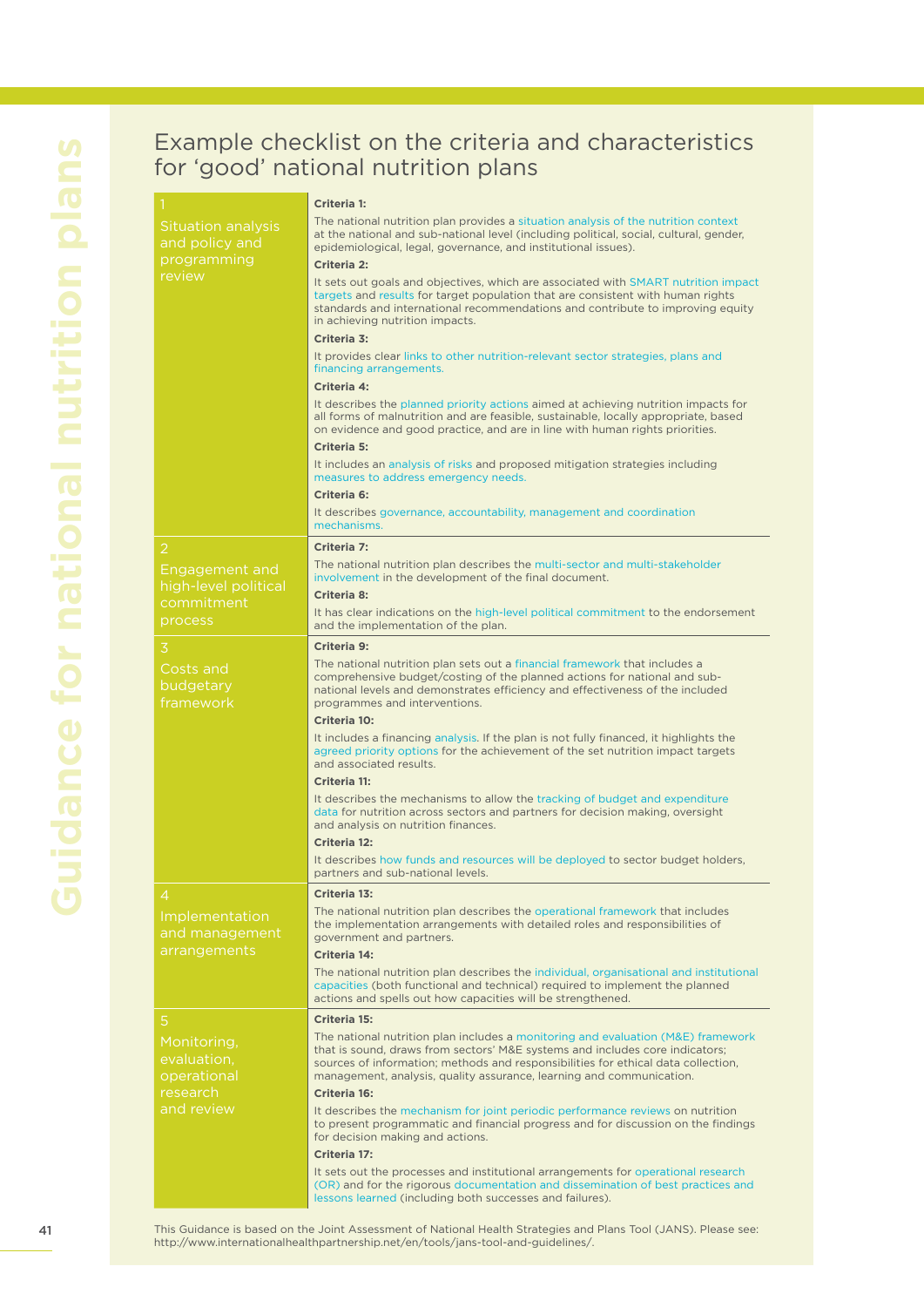# Example checklist on the criteria and characteristics for 'good' national nutrition plans

| | |
|---|---|
| 1<br>Situation analysis and policy and programming review | **Criteria 1:**<br>The national nutrition plan provides a situation analysis of the nutrition context at the national and sub-national level (including political, social, cultural, gender, epidemiological, legal, governance, and institutional issues).<br>**Criteria 2:**<br>It sets out goals and objectives, which are associated with SMART nutrition impact targets and results for target population that are consistent with human rights standards and international recommendations and contribute to improving equity in achieving nutrition impacts.<br>**Criteria 3:**<br>It provides clear links to other nutrition-relevant sector strategies, plans and financing arrangements.<br>**Criteria 4:**<br>It describes the planned priority actions aimed at achieving nutrition impacts for all forms of malnutrition and are feasible, sustainable, locally appropriate, based on evidence and good practice, and are in line with human rights priorities.<br>**Criteria 5:**<br>It includes an analysis of risks and proposed mitigation strategies including measures to address emergency needs.<br>**Criteria 6:**<br>It describes governance, accountability, management and coordination mechanisms. |
| 2<br>Engagement and high-level political commitment process | **Criteria 7:**<br>The national nutrition plan describes the multi-sector and multi-stakeholder involvement in the development of the final document.<br>**Criteria 8:**<br>It has clear indications on the high-level political commitment to the endorsement and the implementation of the plan. |
| 3<br>Costs and budgetary framework | **Criteria 9:**<br>The national nutrition plan sets out a financial framework that includes a comprehensive budget/costing of the planned actions for national and sub-national levels and demonstrates efficiency and effectiveness of the included programmes and interventions.<br>**Criteria 10:**<br>It includes a financing analysis. If the plan is not fully financed, it highlights the agreed priority options for the achievement of the set nutrition impact targets and associated results.<br>**Criteria 11:**<br>It describes the mechanisms to allow the tracking of budget and expenditure data for nutrition across sectors and partners for decision making, oversight and analysis on nutrition finances.<br>**Criteria 12:**<br>It describes how funds and resources will be deployed to sector budget holders, partners and sub-national levels. |
| 4<br>Implementation and management arrangements | **Criteria 13:**<br>The national nutrition plan describes the operational framework that includes the implementation arrangements with detailed roles and responsibilities of government and partners.<br>**Criteria 14:**<br>The national nutrition plan describes the individual, organisational and institutional capacities (both functional and technical) required to implement the planned actions and spells out how capacities will be strengthened. |
| 5<br>Monitoring, evaluation, operational research and review | **Criteria 15:**<br>The national nutrition plan includes a monitoring and evaluation (M&E) framework that is sound, draws from sectors' M&E systems and includes core indicators; sources of information; methods and responsibilities for ethical data collection, management, analysis, quality assurance, learning and communication.<br>**Criteria 16:**<br>It describes the mechanism for joint periodic performance reviews on nutrition to present programmatic and financial progress and for discussion on the findings for decision making and actions.<br>**Criteria 17:**<br>It sets out the processes and institutional arrangements for operational research (OR) and for the rigorous documentation and dissemination of best practices and lessons learned (including both successes and failures). |

This Guidance is based on the Joint Assessment of National Health Strategies and Plans Tool (JANS). Please see: http://www.internationalhealthpartnership.net/en/tools/jans-tool-and-guidelines/.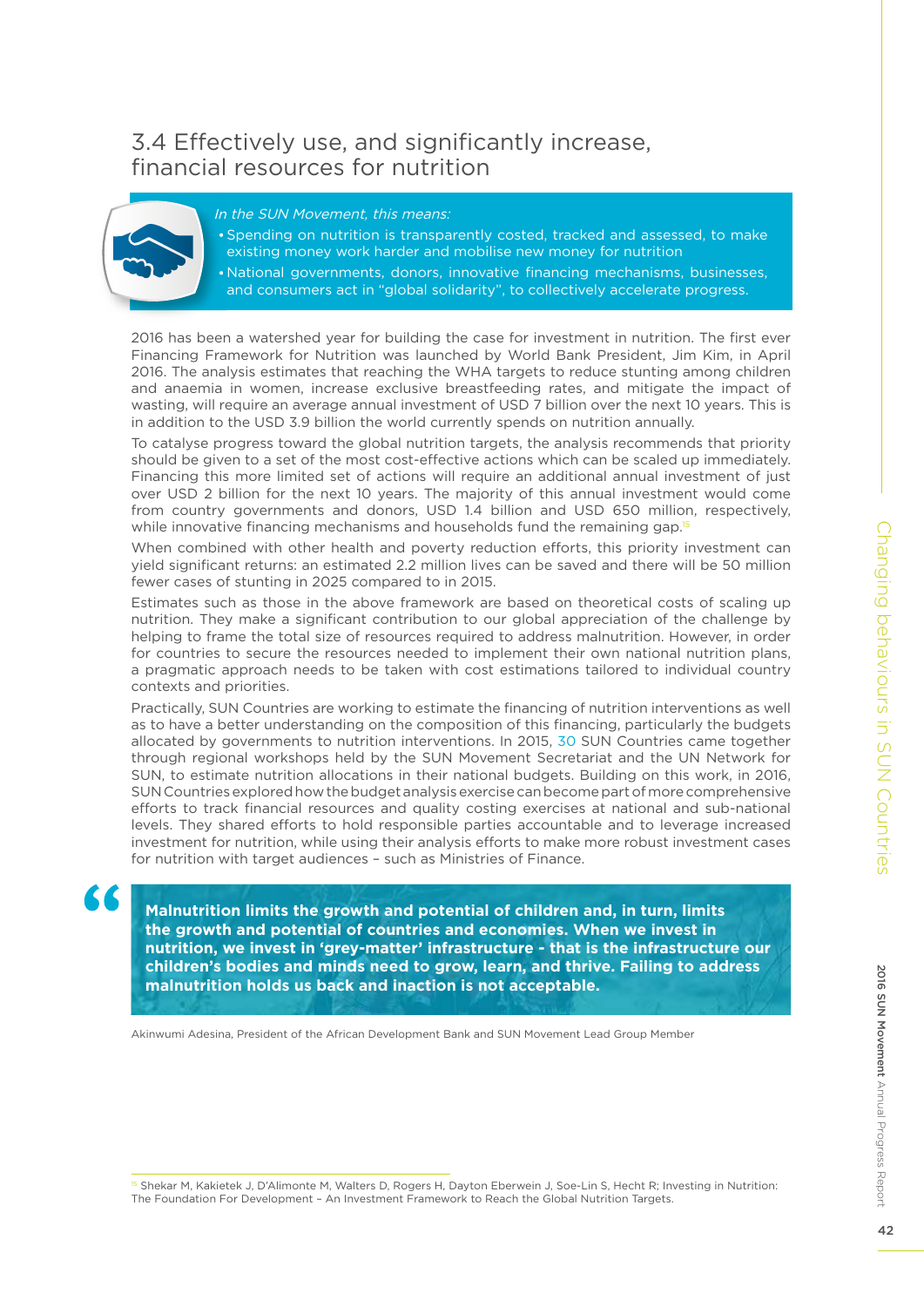## 3.4 Effectively use, and significantly increase, financial resources for nutrition

*In the SUN Movement, this means:*

- Spending on nutrition is transparently costed, tracked and assessed, to make existing money work harder and mobilise new money for nutrition
- National governments, donors, innovative financing mechanisms, businesses, and consumers act in "global solidarity", to collectively accelerate progress.

2016 has been a watershed year for building the case for investment in nutrition. The first ever Financing Framework for Nutrition was launched by World Bank President, Jim Kim, in April 2016. The analysis estimates that reaching the WHA targets to reduce stunting among children and anaemia in women, increase exclusive breastfeeding rates, and mitigate the impact of wasting, will require an average annual investment of USD 7 billion over the next 10 years. This is in addition to the USD 3.9 billion the world currently spends on nutrition annually.

To catalyse progress toward the global nutrition targets, the analysis recommends that priority should be given to a set of the most cost-effective actions which can be scaled up immediately. Financing this more limited set of actions will require an additional annual investment of just over USD 2 billion for the next 10 years. The majority of this annual investment would come from country governments and donors, USD 1.4 billion and USD 650 million, respectively, while innovative financing mechanisms and households fund the remaining gap.[15]

When combined with other health and poverty reduction efforts, this priority investment can yield significant returns: an estimated 2.2 million lives can be saved and there will be 50 million fewer cases of stunting in 2025 compared to in 2015.

Estimates such as those in the above framework are based on theoretical costs of scaling up nutrition. They make a significant contribution to our global appreciation of the challenge by helping to frame the total size of resources required to address malnutrition. However, in order for countries to secure the resources needed to implement their own national nutrition plans, a pragmatic approach needs to be taken with cost estimations tailored to individual country contexts and priorities.

Practically, SUN Countries are working to estimate the financing of nutrition interventions as well as to have a better understanding on the composition of this financing, particularly the budgets allocated by governments to nutrition interventions. In 2015, 30 SUN Countries came together through regional workshops held by the SUN Movement Secretariat and the UN Network for SUN, to estimate nutrition allocations in their national budgets. Building on this work, in 2016, SUN Countries explored how the budget analysis exercise can become part of more comprehensive efforts to track financial resources and quality costing exercises at national and sub-national levels. They shared efforts to hold responsible parties accountable and to leverage increased investment for nutrition, while using their analysis efforts to make more robust investment cases for nutrition with target audiences – such as Ministries of Finance.

> **Malnutrition limits the growth and potential of children and, in turn, limits the growth and potential of countries and economies. When we invest in nutrition, we invest in 'grey-matter' infrastructure - that is the infrastructure our children's bodies and minds need to grow, learn, and thrive. Failing to address malnutrition holds us back and inaction is not acceptable.**

Akinwumi Adesina, President of the African Development Bank and SUN Movement Lead Group Member

[15] Shekar M, Kakietek J, D'Alimonte M, Walters D, Rogers H, Dayton Eberwein J, Soe-Lin S, Hecht R; Investing in Nutrition: The Foundation For Development – An Investment Framework to Reach the Global Nutrition Targets.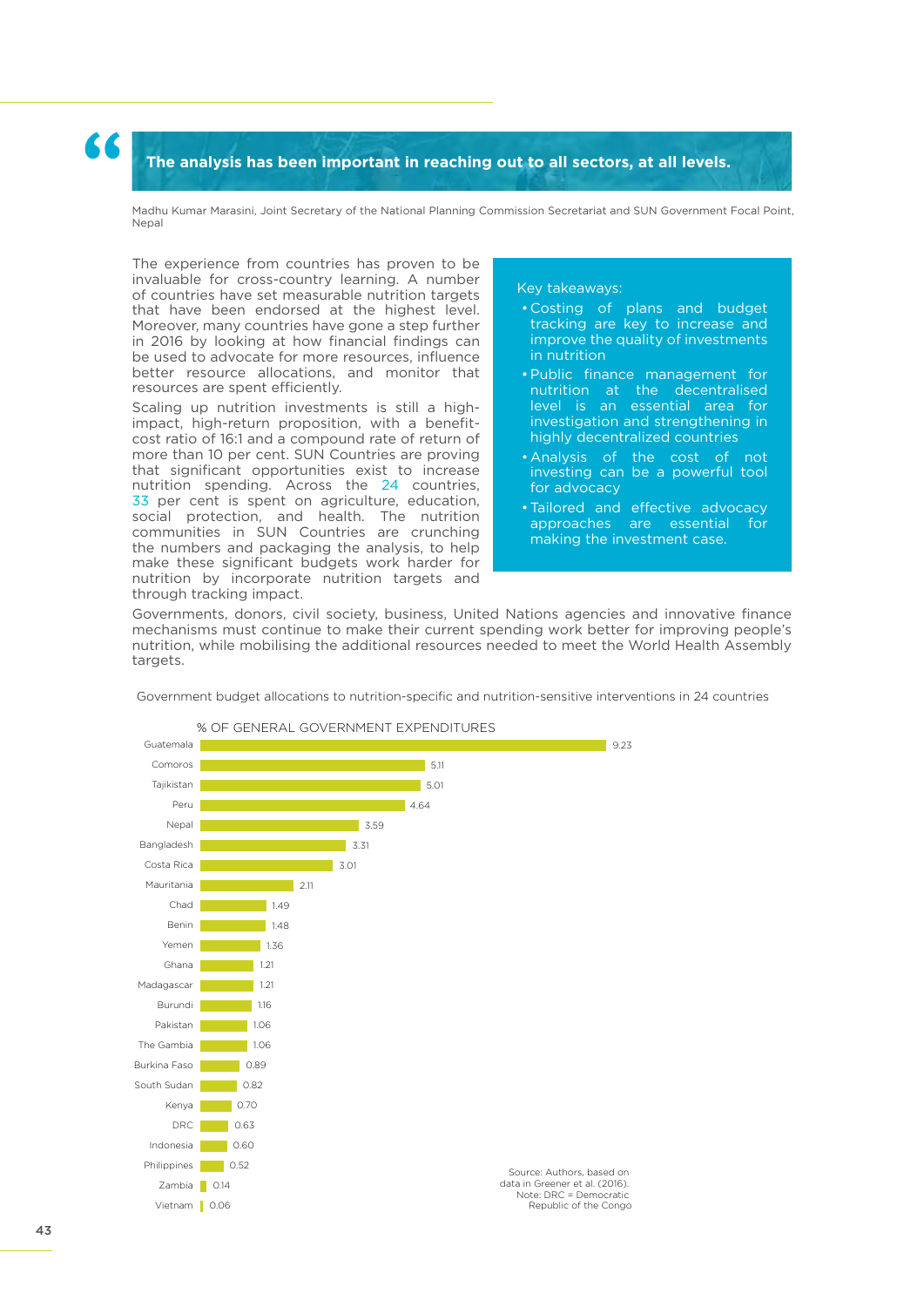> **The analysis has been important in reaching out to all sectors, at all levels.**

Madhu Kumar Marasini, Joint Secretary of the National Planning Commission Secretariat and SUN Government Focal Point, Nepal

The experience from countries has proven to be invaluable for cross-country learning. A number of countries have set measurable nutrition targets that have been endorsed at the highest level. Moreover, many countries have gone a step further in 2016 by looking at how financial findings can be used to advocate for more resources, influence better resource allocations, and monitor that resources are spent efficiently.

Scaling up nutrition investments is still a high-impact, high-return proposition, with a benefit-cost ratio of 16:1 and a compound rate of return of more than 10 per cent. SUN Countries are proving that significant opportunities exist to increase nutrition spending. Across the 24 countries, 33 per cent is spent on agriculture, education, social protection, and health. The nutrition communities in SUN Countries are crunching the numbers and packaging the analysis, to help make these significant budgets work harder for nutrition by incorporate nutrition targets and through tracking impact.

Key takeaways:

- Costing of plans and budget tracking are key to increase and improve the quality of investments in nutrition
- Public finance management for nutrition at the decentralised level is an essential area for investigation and strengthening in highly decentralized countries
- Analysis of the cost of not investing can be a powerful tool for advocacy
- Tailored and effective advocacy approaches are essential for making the investment case.

Governments, donors, civil society, business, United Nations agencies and innovative finance mechanisms must continue to make their current spending work better for improving people's nutrition, while mobilising the additional resources needed to meet the World Health Assembly targets.

Government budget allocations to nutrition-specific and nutrition-sensitive interventions in 24 countries

% OF GENERAL GOVERNMENT EXPENDITURES

Guatemala 9.23
Comoros 5.11
Tajikistan 5.01
Peru 4.64
Nepal 3.59
Bangladesh 3.31
Costa Rica 3.01
Mauritania 2.11
Chad 1.49
Benin 1.48
Yemen 1.36
Ghana 1.21
Madagascar 1.21
Burundi 1.16
Pakistan 1.06
The Gambia 1.06
Burkina Faso 0.89
South Sudan 0.82
Kenya 0.70
DRC 0.63
Indonesia 0.60
Philippines 0.52
Zambia 0.14
Vietnam 0.06

Source: Authors, based on data in Greener et al. (2016).
Note: DRC = Democratic Republic of the Congo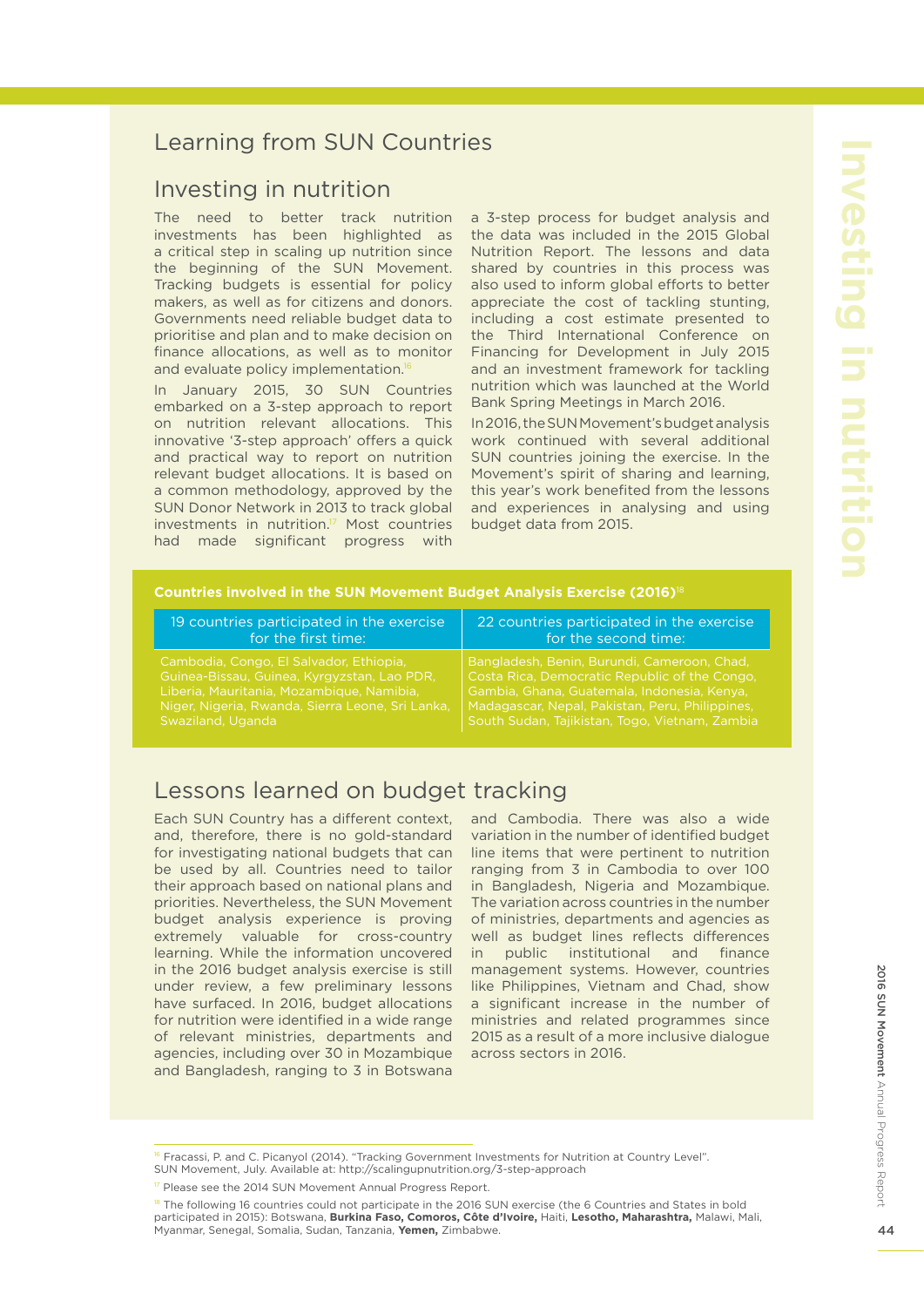# Learning from SUN Countries

## Investing in nutrition

The need to better track nutrition investments has been highlighted as a critical step in scaling up nutrition since the beginning of the SUN Movement. Tracking budgets is essential for policy makers, as well as for citizens and donors. Governments need reliable budget data to prioritise and plan and to make decision on finance allocations, as well as to monitor and evaluate policy implementation.[16]

In January 2015, 30 SUN Countries embarked on a 3-step approach to report on nutrition relevant allocations. This innovative '3-step approach' offers a quick and practical way to report on nutrition relevant budget allocations. It is based on a common methodology, approved by the SUN Donor Network in 2013 to track global investments in nutrition.[17] Most countries had made significant progress with a 3-step process for budget analysis and the data was included in the 2015 Global Nutrition Report. The lessons and data shared by countries in this process was also used to inform global efforts to better appreciate the cost of tackling stunting, including a cost estimate presented to the Third International Conference on Financing for Development in July 2015 and an investment framework for tackling nutrition which was launched at the World Bank Spring Meetings in March 2016.

In 2016, the SUN Movement's budget analysis work continued with several additional SUN countries joining the exercise. In the Movement's spirit of sharing and learning, this year's work benefited from the lessons and experiences in analysing and using budget data from 2015.

**Countries involved in the SUN Movement Budget Analysis Exercise (2016)**[18]

| 19 countries participated in the exercise for the first time: | 22 countries participated in the exercise for the second time: |
| --- | --- |
| Cambodia, Congo, El Salvador, Ethiopia, Guinea-Bissau, Guinea, Kyrgyzstan, Lao PDR, Liberia, Mauritania, Mozambique, Namibia, Niger, Nigeria, Rwanda, Sierra Leone, Sri Lanka, Swaziland, Uganda | Bangladesh, Benin, Burundi, Cameroon, Chad, Costa Rica, Democratic Republic of the Congo, Gambia, Ghana, Guatemala, Indonesia, Kenya, Madagascar, Nepal, Pakistan, Peru, Philippines, South Sudan, Tajikistan, Togo, Vietnam, Zambia |

## Lessons learned on budget tracking

Each SUN Country has a different context, and, therefore, there is no gold-standard for investigating national budgets that can be used by all. Countries need to tailor their approach based on national plans and priorities. Nevertheless, the SUN Movement budget analysis experience is proving extremely valuable for cross-country learning. While the information uncovered in the 2016 budget analysis exercise is still under review, a few preliminary lessons have surfaced. In 2016, budget allocations for nutrition were identified in a wide range of relevant ministries, departments and agencies, including over 30 in Mozambique and Bangladesh, ranging to 3 in Botswana and Cambodia. There was also a wide variation in the number of identified budget line items that were pertinent to nutrition ranging from 3 in Cambodia to over 100 in Bangladesh, Nigeria and Mozambique. The variation across countries in the number of ministries, departments and agencies as well as budget lines reflects differences in public institutional and finance management systems. However, countries like Philippines, Vietnam and Chad, show a significant increase in the number of ministries and related programmes since 2015 as a result of a more inclusive dialogue across sectors in 2016.

---

[16] Fracassi, P. and C. Picanyol (2014). "Tracking Government Investments for Nutrition at Country Level". SUN Movement, July. Available at: http://scalingupnutrition.org/3-step-approach

[17] Please see the 2014 SUN Movement Annual Progress Report.

[18] The following 16 countries could not participate in the 2016 SUN exercise (the 6 Countries and States in bold participated in 2015): Botswana, **Burkina Faso, Comoros, Côte d'Ivoire,** Haiti, **Lesotho, Maharashtra,** Malawi, Mali, Myanmar, Senegal, Somalia, Sudan, Tanzania, **Yemen,** Zimbabwe.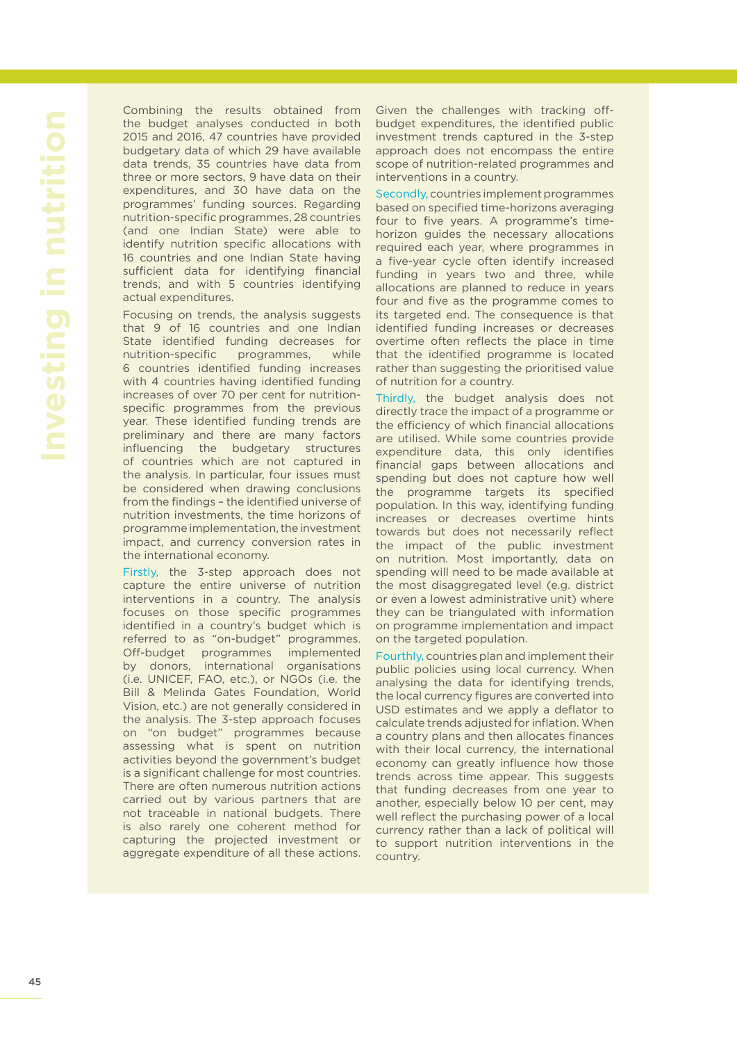Combining the results obtained from the budget analyses conducted in both 2015 and 2016, 47 countries have provided budgetary data of which 29 have available data trends, 35 countries have data from three or more sectors, 9 have data on their expenditures, and 30 have data on the programmes' funding sources. Regarding nutrition-specific programmes, 28 countries (and one Indian State) were able to identify nutrition specific allocations with 16 countries and one Indian State having sufficient data for identifying financial trends, and with 5 countries identifying actual expenditures.

Focusing on trends, the analysis suggests that 9 of 16 countries and one Indian State identified funding decreases for nutrition-specific programmes, while 6 countries identified funding increases with 4 countries having identified funding increases of over 70 per cent for nutrition-specific programmes from the previous year. These identified funding trends are preliminary and there are many factors influencing the budgetary structures of countries which are not captured in the analysis. In particular, four issues must be considered when drawing conclusions from the findings – the identified universe of nutrition investments, the time horizons of programme implementation, the investment impact, and currency conversion rates in the international economy.

Firstly, the 3-step approach does not capture the entire universe of nutrition interventions in a country. The analysis focuses on those specific programmes identified in a country's budget which is referred to as "on-budget" programmes. Off-budget programmes implemented by donors, international organisations (i.e. UNICEF, FAO, etc.), or NGOs (i.e. the Bill & Melinda Gates Foundation, World Vision, etc.) are not generally considered in the analysis. The 3-step approach focuses on "on budget" programmes because assessing what is spent on nutrition activities beyond the government's budget is a significant challenge for most countries. There are often numerous nutrition actions carried out by various partners that are not traceable in national budgets. There is also rarely one coherent method for capturing the projected investment or aggregate expenditure of all these actions. Given the challenges with tracking off-budget expenditures, the identified public investment trends captured in the 3-step approach does not encompass the entire scope of nutrition-related programmes and interventions in a country.

Secondly, countries implement programmes based on specified time-horizons averaging four to five years. A programme's time-horizon guides the necessary allocations required each year, where programmes in a five-year cycle often identify increased funding in years two and three, while allocations are planned to reduce in years four and five as the programme comes to its targeted end. The consequence is that identified funding increases or decreases overtime often reflects the place in time that the identified programme is located rather than suggesting the prioritised value of nutrition for a country.

Thirdly, the budget analysis does not directly trace the impact of a programme or the efficiency of which financial allocations are utilised. While some countries provide expenditure data, this only identifies financial gaps between allocations and spending but does not capture how well the programme targets its specified population. In this way, identifying funding increases or decreases overtime hints towards but does not necessarily reflect the impact of the public investment on nutrition. Most importantly, data on spending will need to be made available at the most disaggregated level (e.g. district or even a lowest administrative unit) where they can be triangulated with information on programme implementation and impact on the targeted population.

Fourthly, countries plan and implement their public policies using local currency. When analysing the data for identifying trends, the local currency figures are converted into USD estimates and we apply a deflator to calculate trends adjusted for inflation. When a country plans and then allocates finances with their local currency, the international economy can greatly influence how those trends across time appear. This suggests that funding decreases from one year to another, especially below 10 per cent, may well reflect the purchasing power of a local currency rather than a lack of political will to support nutrition interventions in the country.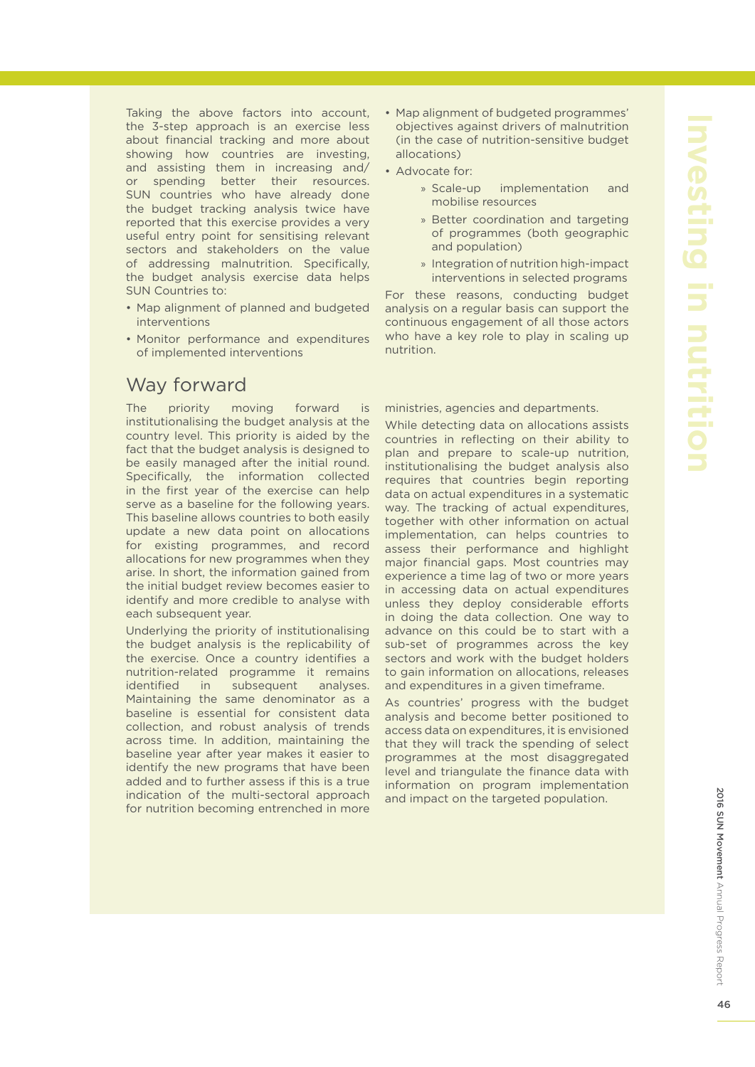Taking the above factors into account, the 3-step approach is an exercise less about financial tracking and more about showing how countries are investing, and assisting them in increasing and/or spending better their resources. SUN countries who have already done the budget tracking analysis twice have reported that this exercise provides a very useful entry point for sensitising relevant sectors and stakeholders on the value of addressing malnutrition. Specifically, the budget analysis exercise data helps SUN Countries to:

- Map alignment of planned and budgeted interventions
- Monitor performance and expenditures of implemented interventions
- Map alignment of budgeted programmes' objectives against drivers of malnutrition (in the case of nutrition-sensitive budget allocations)
- Advocate for:
  - Scale-up implementation and mobilise resources
  - Better coordination and targeting of programmes (both geographic and population)
  - Integration of nutrition high-impact interventions in selected programs

For these reasons, conducting budget analysis on a regular basis can support the continuous engagement of all those actors who have a key role to play in scaling up nutrition.

## Way forward

The priority moving forward is institutionalising the budget analysis at the country level. This priority is aided by the fact that the budget analysis is designed to be easily managed after the initial round. Specifically, the information collected in the first year of the exercise can help serve as a baseline for the following years. This baseline allows countries to both easily update a new data point on allocations for existing programmes, and record allocations for new programmes when they arise. In short, the information gained from the initial budget review becomes easier to identify and more credible to analyse with each subsequent year.

Underlying the priority of institutionalising the budget analysis is the replicability of the exercise. Once a country identifies a nutrition-related programme it remains identified in subsequent analyses. Maintaining the same denominator as a baseline is essential for consistent data collection, and robust analysis of trends across time. In addition, maintaining the baseline year after year makes it easier to identify the new programs that have been added and to further assess if this is a true indication of the multi-sectoral approach for nutrition becoming entrenched in more ministries, agencies and departments.

While detecting data on allocations assists countries in reflecting on their ability to plan and prepare to scale-up nutrition, institutionalising the budget analysis also requires that countries begin reporting data on actual expenditures in a systematic way. The tracking of actual expenditures, together with other information on actual implementation, can helps countries to assess their performance and highlight major financial gaps. Most countries may experience a time lag of two or more years in accessing data on actual expenditures unless they deploy considerable efforts in doing the data collection. One way to advance on this could be to start with a sub-set of programmes across the key sectors and work with the budget holders to gain information on allocations, releases and expenditures in a given timeframe.

As countries' progress with the budget analysis and become better positioned to access data on expenditures, it is envisioned that they will track the spending of select programmes at the most disaggregated level and triangulate the finance data with information on program implementation and impact on the targeted population.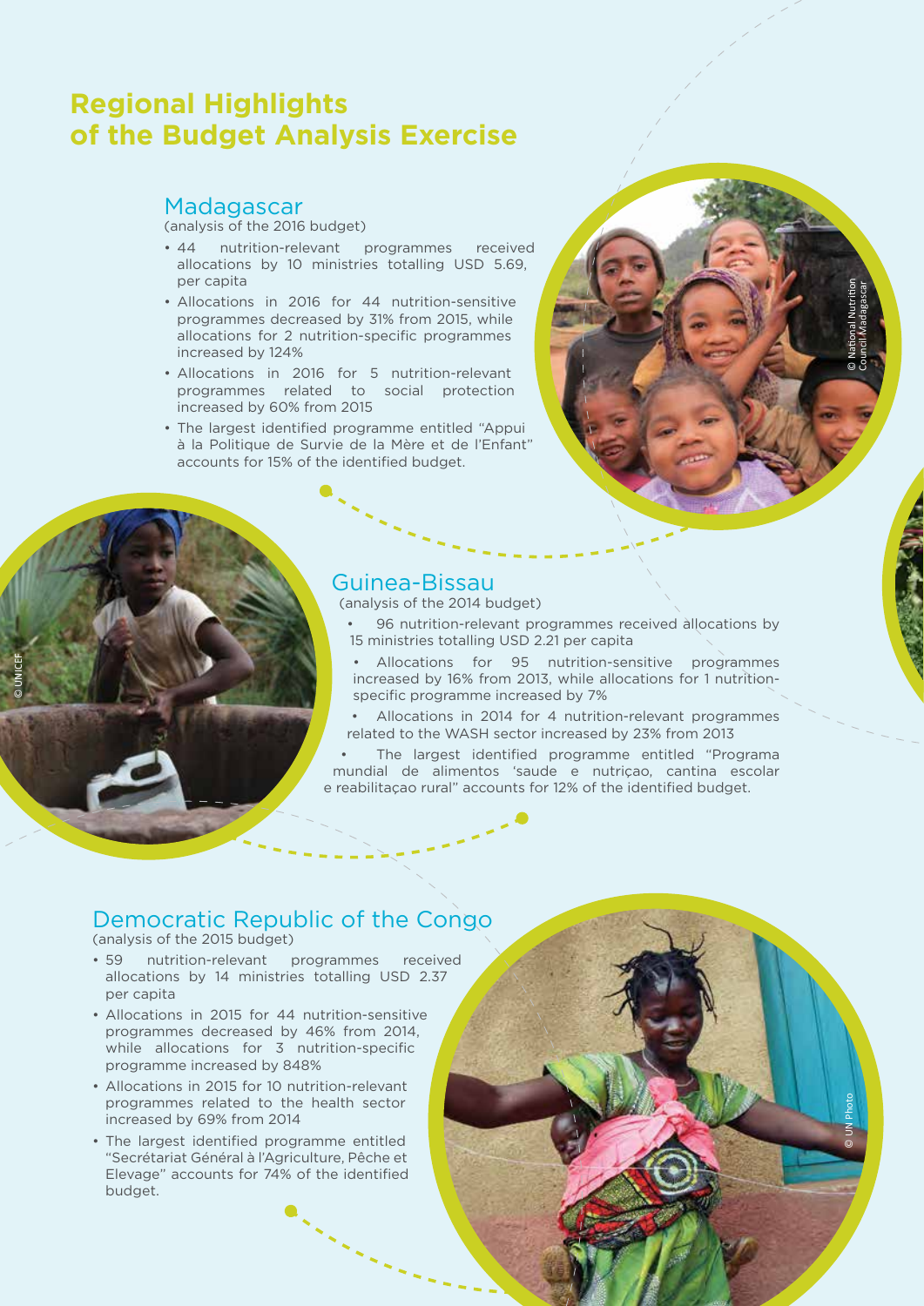# Regional Highlights of the Budget Analysis Exercise

## Madagascar

(analysis of the 2016 budget)

- 44 nutrition-relevant programmes received allocations by 10 ministries totalling USD 5.69, per capita
- Allocations in 2016 for 44 nutrition-sensitive programmes decreased by 31% from 2015, while allocations for 2 nutrition-specific programmes increased by 124%
- Allocations in 2016 for 5 nutrition-relevant programmes related to social protection increased by 60% from 2015
- The largest identified programme entitled "Appui à la Politique de Survie de la Mère et de l'Enfant" accounts for 15% of the identified budget.

© National Nutrition Council Madagascar

## Guinea-Bissau

(analysis of the 2014 budget)

- 96 nutrition-relevant programmes received allocations by 15 ministries totalling USD 2.21 per capita
- Allocations for 95 nutrition-sensitive programmes increased by 16% from 2013, while allocations for 1 nutrition-specific programme increased by 7%
- Allocations in 2014 for 4 nutrition-relevant programmes related to the WASH sector increased by 23% from 2013
- The largest identified programme entitled "Programa mundial de alimentos 'saude e nutriçao, cantina escolar e reabilitaçao rural" accounts for 12% of the identified budget.

© UNICEF

## Democratic Republic of the Congo

(analysis of the 2015 budget)

- 59 nutrition-relevant programmes received allocations by 14 ministries totalling USD 2.37 per capita
- Allocations in 2015 for 44 nutrition-sensitive programmes decreased by 46% from 2014, while allocations for 3 nutrition-specific programme increased by 848%
- Allocations in 2015 for 10 nutrition-relevant programmes related to the health sector increased by 69% from 2014
- The largest identified programme entitled "Secrétariat Général à l'Agriculture, Pêche et Elevage" accounts for 74% of the identified budget.

© UN Photo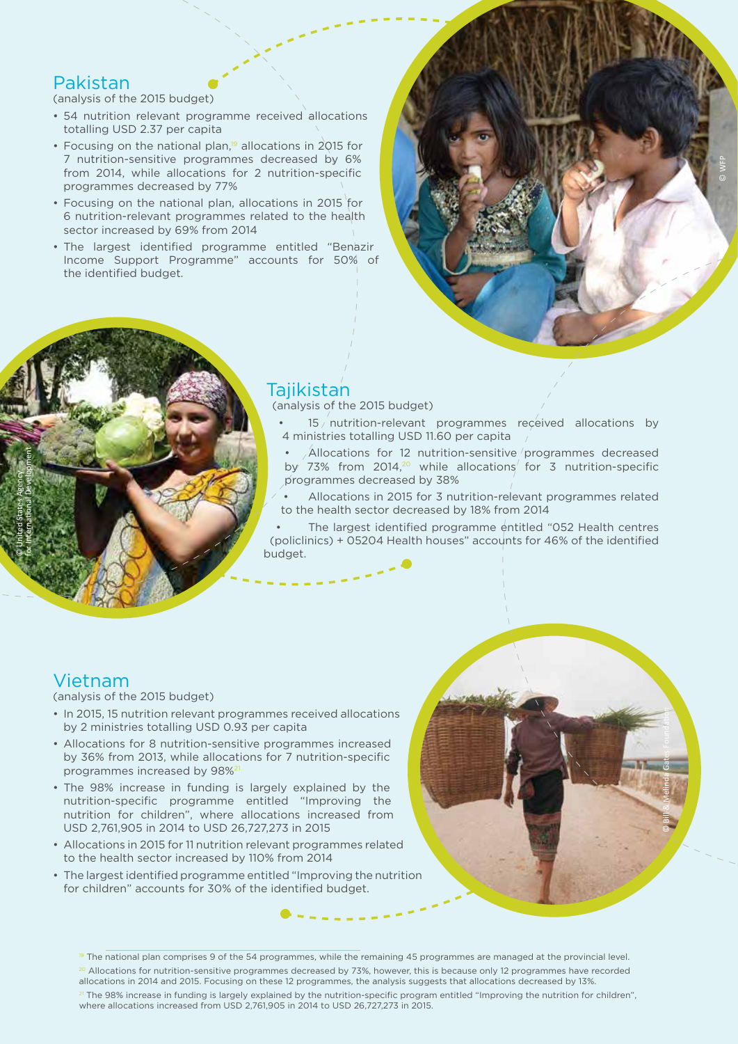## Pakistan

(analysis of the 2015 budget)

- 54 nutrition relevant programme received allocations totalling USD 2.37 per capita
- Focusing on the national plan,[19] allocations in 2015 for 7 nutrition-sensitive programmes decreased by 6% from 2014, while allocations for 2 nutrition-specific programmes decreased by 77%
- Focusing on the national plan, allocations in 2015 for 6 nutrition-relevant programmes related to the health sector increased by 69% from 2014
- The largest identified programme entitled "Benazir Income Support Programme" accounts for 50% of the identified budget.

© WFP

## Tajikistan

(analysis of the 2015 budget)

- 15 nutrition-relevant programmes received allocations by 4 ministries totalling USD 11.60 per capita
- Allocations for 12 nutrition-sensitive programmes decreased by 73% from 2014,[20] while allocations for 3 nutrition-specific programmes decreased by 38%
- Allocations in 2015 for 3 nutrition-relevant programmes related to the health sector decreased by 18% from 2014
- The largest identified programme entitled "052 Health centres (policlinics) + 05204 Health houses" accounts for 46% of the identified budget.

© United States Agency for International Development

## Vietnam

(analysis of the 2015 budget)

- In 2015, 15 nutrition relevant programmes received allocations by 2 ministries totalling USD 0.93 per capita
- Allocations for 8 nutrition-sensitive programmes increased by 36% from 2013, while allocations for 7 nutrition-specific programmes increased by 98%[21]
- The 98% increase in funding is largely explained by the nutrition-specific programme entitled "Improving the nutrition for children", where allocations increased from USD 2,761,905 in 2014 to USD 26,727,273 in 2015
- Allocations in 2015 for 11 nutrition relevant programmes related to the health sector increased by 110% from 2014
- The largest identified programme entitled "Improving the nutrition for children" accounts for 30% of the identified budget.

© Bill & Melinda Gates Foundation

---

[19] The national plan comprises 9 of the 54 programmes, while the remaining 45 programmes are managed at the provincial level.

[20] Allocations for nutrition-sensitive programmes decreased by 73%, however, this is because only 12 programmes have recorded allocations in 2014 and 2015. Focusing on these 12 programmes, the analysis suggests that allocations decreased by 13%.

[21] The 98% increase in funding is largely explained by the nutrition-specific program entitled "Improving the nutrition for children", where allocations increased from USD 2,761,905 in 2014 to USD 26,727,273 in 2015.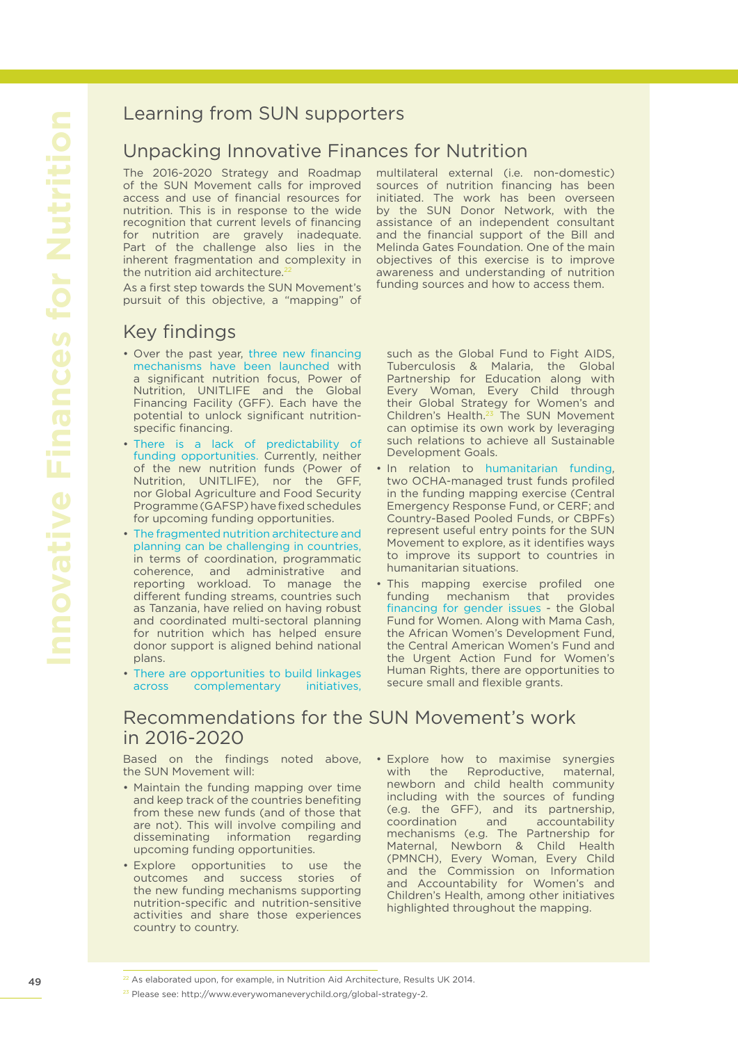# Learning from SUN supporters

## Unpacking Innovative Finances for Nutrition

The 2016-2020 Strategy and Roadmap of the SUN Movement calls for improved access and use of financial resources for nutrition. This is in response to the wide recognition that current levels of financing for nutrition are gravely inadequate. Part of the challenge also lies in the inherent fragmentation and complexity in the nutrition aid architecture.[22]

As a first step towards the SUN Movement's pursuit of this objective, a "mapping" of multilateral external (i.e. non-domestic) sources of nutrition financing has been initiated. The work has been overseen by the SUN Donor Network, with the assistance of an independent consultant and the financial support of the Bill and Melinda Gates Foundation. One of the main objectives of this exercise is to improve awareness and understanding of nutrition funding sources and how to access them.

## Key findings

- Over the past year, three new financing mechanisms have been launched with a significant nutrition focus, Power of Nutrition, UNITLIFE and the Global Financing Facility (GFF). Each have the potential to unlock significant nutrition-specific financing.
- There is a lack of predictability of funding opportunities. Currently, neither of the new nutrition funds (Power of Nutrition, UNITLIFE), nor the GFF, nor Global Agriculture and Food Security Programme (GAFSP) have fixed schedules for upcoming funding opportunities.
- The fragmented nutrition architecture and planning can be challenging in countries, in terms of coordination, programmatic coherence, and administrative and reporting workload. To manage the different funding streams, countries such as Tanzania, have relied on having robust and coordinated multi-sectoral planning for nutrition which has helped ensure donor support is aligned behind national plans.
- There are opportunities to build linkages across complementary initiatives, such as the Global Fund to Fight AIDS, Tuberculosis & Malaria, the Global Partnership for Education along with Every Woman, Every Child through their Global Strategy for Women's and Children's Health.[23] The SUN Movement can optimise its own work by leveraging such relations to achieve all Sustainable Development Goals.
- In relation to humanitarian funding, two OCHA-managed trust funds profiled in the funding mapping exercise (Central Emergency Response Fund, or CERF; and Country-Based Pooled Funds, or CBPFs) represent useful entry points for the SUN Movement to explore, as it identifies ways to improve its support to countries in humanitarian situations.
- This mapping exercise profiled one funding mechanism that provides financing for gender issues - the Global Fund for Women. Along with Mama Cash, the African Women's Development Fund, the Central American Women's Fund and the Urgent Action Fund for Women's Human Rights, there are opportunities to secure small and flexible grants.

## Recommendations for the SUN Movement's work in 2016-2020

Based on the findings noted above, the SUN Movement will:

- Maintain the funding mapping over time and keep track of the countries benefiting from these new funds (and of those that are not). This will involve compiling and disseminating information regarding upcoming funding opportunities.
- Explore opportunities to use the outcomes and success stories of the new funding mechanisms supporting nutrition-specific and nutrition-sensitive activities and share those experiences country to country.
- Explore how to maximise synergies with the Reproductive, maternal, newborn and child health community including with the sources of funding (e.g. the GFF), and its partnership, coordination and accountability mechanisms (e.g. The Partnership for Maternal, Newborn & Child Health (PMNCH), Every Woman, Every Child and the Commission on Information and Accountability for Women's and Children's Health, among other initiatives highlighted throughout the mapping.

[22] As elaborated upon, for example, in Nutrition Aid Architecture, Results UK 2014.

[23] Please see: http://www.everywomaneverychild.org/global-strategy-2.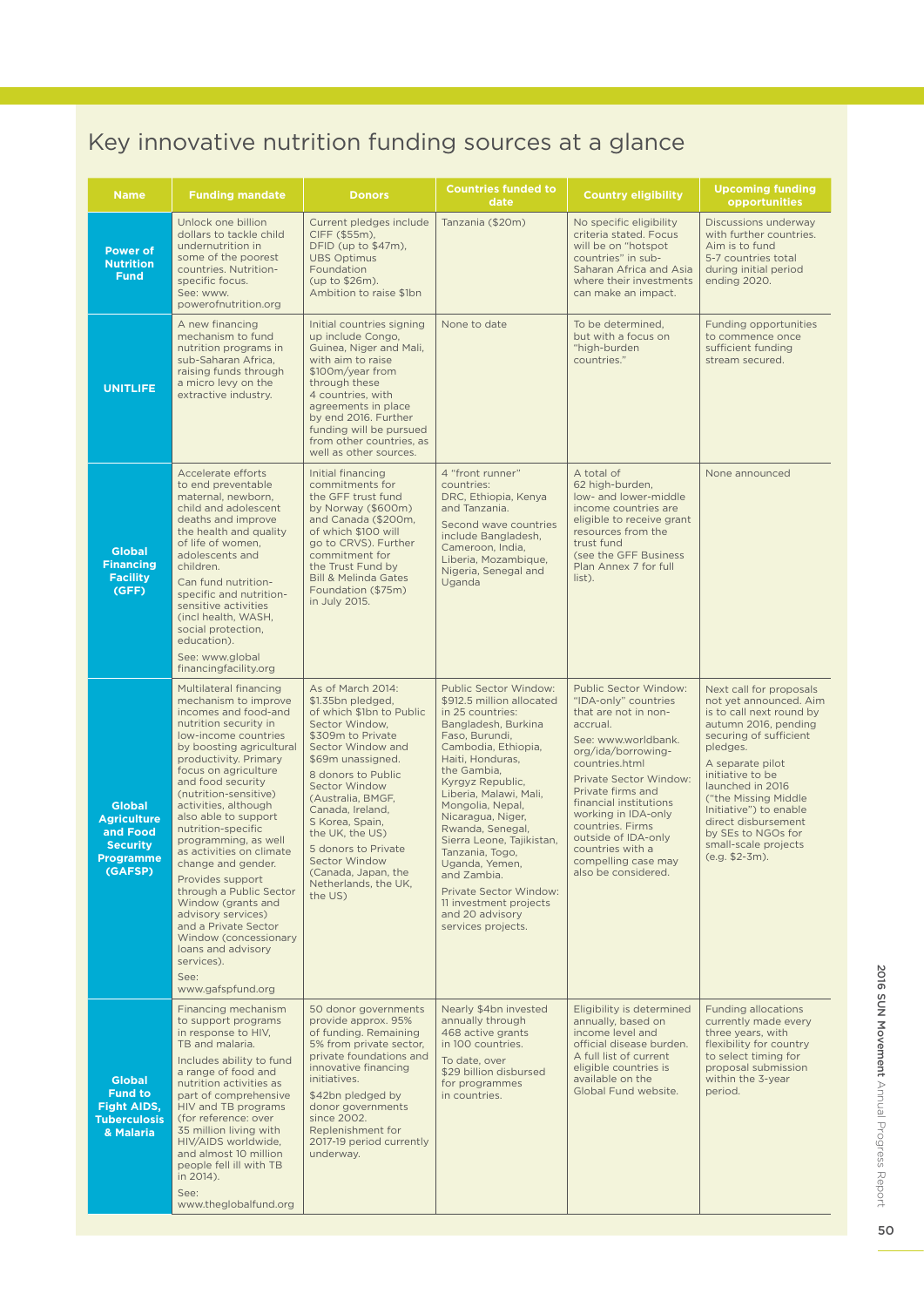# Key innovative nutrition funding sources at a glance

| Name | Funding mandate | Donors | Countries funded to date | Country eligibility | Upcoming funding opportunities |
|---|---|---|---|---|---|
| **Power of Nutrition Fund** | Unlock one billion dollars to tackle child undernutrition in some of the poorest countries. Nutrition-specific focus. See: www.powerofnutrition.org | Current pledges include CIFF ($55m), DFID (up to $47m), UBS Optimus Foundation (up to $26m). Ambition to raise $1bn | Tanzania ($20m) | No specific eligibility criteria stated. Focus will be on "hotspot countries" in sub-Saharan Africa and Asia where their investments can make an impact. | Discussions underway with further countries. Aim is to fund 5-7 countries total during initial period ending 2020. |
| **UNITLIFE** | A new financing mechanism to fund nutrition programs in sub-Saharan Africa, raising funds through a micro levy on the extractive industry. | Initial countries signing up include Congo, Guinea, Niger and Mali, with aim to raise $100m/year from through these 4 countries, with agreements in place by end 2016. Further funding will be pursued from other countries, as well as other sources. | None to date | To be determined, but with a focus on "high-burden countries." | Funding opportunities to commence once sufficient funding stream secured. |
| **Global Financing Facility (GFF)** | Accelerate efforts to end preventable maternal, newborn, child and adolescent deaths and improve the health and quality of life of women, adolescents and children. Can fund nutrition-specific and nutrition-sensitive activities (incl health, WASH, social protection, education). See: www.globalfinancingfacility.org | Initial financing commitments for the GFF trust fund by Norway ($600m) and Canada ($200m, of which $100 will go to CRVS). Further commitment for the Trust Fund by Bill & Melinda Gates Foundation ($75m) in July 2015. | 4 "front runner" countries: DRC, Ethiopia, Kenya and Tanzania. Second wave countries include Bangladesh, Cameroon, India, Liberia, Mozambique, Nigeria, Senegal and Uganda | A total of 62 high-burden, low- and lower-middle income countries are eligible to receive grant resources from the trust fund (see the GFF Business Plan Annex 7 for full list). | None announced |
| **Global Agriculture and Food Security Programme (GAFSP)** | Multilateral financing mechanism to improve incomes and food-and nutrition security in low-income countries by boosting agricultural productivity. Primary focus on agriculture and food security (nutrition-sensitive) activities, although also able to support nutrition-specific programming, as well as activities on climate change and gender. Provides support through a Public Sector Window (grants and advisory services) and a Private Sector Window (concessionary loans and advisory services). See: www.gafspfund.org | As of March 2014: $1.35bn pledged, of which $1bn to Public Sector Window, $309m to Private Sector Window and $69m unassigned. 8 donors to Public Sector Window (Australia, BMGF, Canada, Ireland, S Korea, Spain, the UK, the US) 5 donors to Private Sector Window (Canada, Japan, the Netherlands, the UK, the US) | Public Sector Window: $912.5 million allocated in 25 countries: Bangladesh, Burkina Faso, Burundi, Cambodia, Ethiopia, Haiti, Honduras, the Gambia, Kyrgyz Republic, Liberia, Malawi, Mali, Mongolia, Nepal, Nicaragua, Niger, Rwanda, Senegal, Sierra Leone, Tajikistan, Tanzania, Togo, Uganda, Yemen, and Zambia. Private Sector Window: 11 investment projects and 20 advisory services projects. | Public Sector Window: "IDA-only" countries that are not in non-accrual. See: www.worldbank.org/ida/borrowing-countries.html Private Sector Window: Private firms and financial institutions working in IDA-only countries. Firms outside of IDA-only countries with a compelling case may also be considered. | Next call for proposals not yet announced. Aim is to call next round by autumn 2016, pending securing of sufficient pledges. A separate pilot initiative to be launched in 2016 ("the Missing Middle Initiative") to enable direct disbursement by SEs to NGOs for small-scale projects (e.g. $2-3m). |
| **Global Fund to Fight AIDS, Tuberculosis & Malaria** | Financing mechanism to support programs in response to HIV, TB and malaria. Includes ability to fund a range of food and nutrition activities as part of comprehensive HIV and TB programs (for reference: over 35 million living with HIV/AIDS worldwide, and almost 10 million people fell ill with TB in 2014). See: www.theglobalfund.org | 50 donor governments provide approx. 95% of funding. Remaining 5% from private sector, private foundations and innovative financing initiatives. $42bn pledged by donor governments since 2002. Replenishment for 2017-19 period currently underway. | Nearly $4bn invested annually through 468 active grants in 100 countries. To date, over $29 billion disbursed for programmes in countries. | Eligibility is determined annually, based on income level and official disease burden. A full list of current eligible countries is available on the Global Fund website. | Funding allocations currently made every three years, with flexibility for country to select timing for proposal submission within the 3-year period. |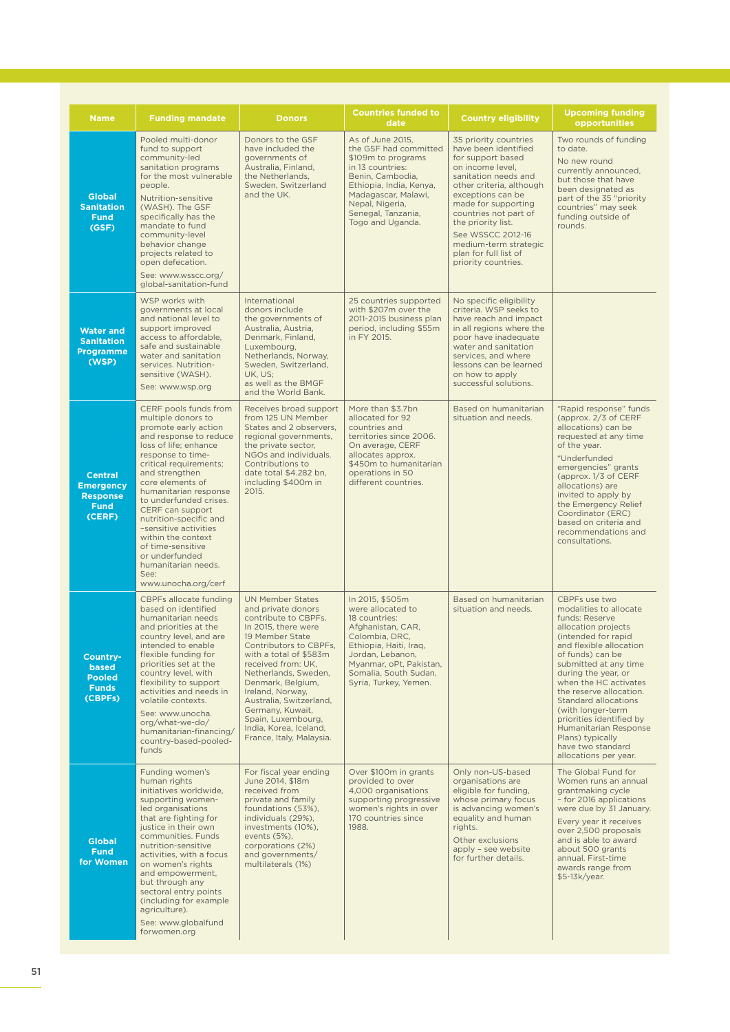| Name | Funding mandate | Donors | Countries funded to date | Country eligibility | Upcoming funding opportunities |
|---|---|---|---|---|---|
| **Global Sanitation Fund (GSF)** | Pooled multi-donor fund to support community-led sanitation programs for the most vulnerable people.<br><br>Nutrition-sensitive (WASH). The GSF specifically has the mandate to fund community-level behavior change projects related to open defecation.<br><br>See: www.wsscc.org/global-sanitation-fund | Donors to the GSF have included the governments of Australia, Finland, the Netherlands, Sweden, Switzerland and the UK. | As of June 2015, the GSF had committed \$109m to programs in 13 countries: Benin, Cambodia, Ethiopia, India, Kenya, Madagascar, Malawi, Nepal, Nigeria, Senegal, Tanzania, Togo and Uganda. | 35 priority countries have been identified for support based on income level, sanitation needs and other criteria, although exceptions can be made for supporting countries not part of the priority list.<br><br>See WSSCC 2012-16 medium-term strategic plan for full list of priority countries. | Two rounds of funding to date.<br><br>No new round currently announced, but those that have been designated as part of the 35 "priority countries" may seek funding outside of rounds. |
| **Water and Sanitation Programme (WSP)** | WSP works with governments at local and national level to support improved access to affordable, safe and sustainable water and sanitation services. Nutrition-sensitive (WASH).<br><br>See: www.wsp.org | International donors include the governments of Australia, Austria, Denmark, Finland, Luxembourg, Netherlands, Norway, Sweden, Switzerland, UK, US; as well as the BMGF and the World Bank. | 25 countries supported with \$207m over the 2011-2015 business plan period, including \$55m in FY 2015. | No specific eligibility criteria. WSP seeks to have reach and impact in all regions where the poor have inadequate water and sanitation services, and where lessons can be learned on how to apply successful solutions. | |
| **Central Emergency Response Fund (CERF)** | CERF pools funds from multiple donors to promote early action and response to reduce loss of life; enhance response to time-critical requirements; and strengthen core elements of humanitarian response to underfunded crises. CERF can support nutrition-specific and -sensitive activities within the context of time-sensitive or underfunded humanitarian needs.<br><br>See: www.unocha.org/cerf | Receives broad support from 125 UN Member States and 2 observers, regional governments, the private sector, NGOs and individuals. Contributions to date total \$4.282 bn, including \$400m in 2015. | More than \$3.7bn allocated for 92 countries and territories since 2006. On average, CERF allocates approx. \$450m to humanitarian operations in 50 different countries. | Based on humanitarian situation and needs. | "Rapid response" funds (approx. 2/3 of CERF allocations) can be requested at any time of the year.<br><br>"Underfunded emergencies" grants (approx. 1/3 of CERF allocations) are invited to apply by the Emergency Relief Coordinator (ERC) based on criteria and recommendations and consultations. |
| **Country-based Pooled Funds (CBPFs)** | CBPFs allocate funding based on identified humanitarian needs and priorities at the country level, and are intended to enable flexible funding for priorities set at the country level, with flexibility to support activities and needs in volatile contexts.<br><br>See: www.unocha.org/what-we-do/humanitarian-financing/country-based-pooled-funds | UN Member States and private donors contribute to CBPFs. In 2015, there were 19 Member State Contributors to CBPFs, with a total of \$583m received from: UK, Netherlands, Sweden, Denmark, Belgium, Ireland, Norway, Australia, Switzerland, Germany, Kuwait, Spain, Luxembourg, India, Korea, Iceland, France, Italy, Malaysia. | In 2015, \$505m were allocated to 18 countries: Afghanistan, CAR, Colombia, DRC, Ethiopia, Haiti, Iraq, Jordan, Lebanon, Myanmar, oPt, Pakistan, Somalia, South Sudan, Syria, Turkey, Yemen. | Based on humanitarian situation and needs. | CBPFs use two modalities to allocate funds: Reserve allocation projects (intended for rapid and flexible allocation of funds) can be submitted at any time during the year, or when the HC activates the reserve allocation. Standard allocations (with longer-term priorities identified by Humanitarian Response Plans) typically have two standard allocations per year. |
| **Global Fund for Women** | Funding women's human rights initiatives worldwide, supporting women-led organisations that are fighting for justice in their own communities. Funds nutrition-sensitive activities, with a focus on women's rights and empowerment, but through any sectoral entry points (including for example agriculture).<br><br>See: www.globalfundforwomen.org | For fiscal year ending June 2014, \$18m received from private and family foundations (53%), individuals (29%), investments (10%), events (5%), corporations (2%) and governments/multilaterals (1%) | Over \$100m in grants provided to over 4,000 organisations supporting progressive women's rights in over 170 countries since 1988. | Only non-US-based organisations are eligible for funding, whose primary focus is advancing women's equality and human rights.<br><br>Other exclusions apply – see website for further details. | The Global Fund for Women runs an annual grantmaking cycle – for 2016 applications were due by 31 January.<br><br>Every year it receives over 2,500 proposals and is able to award about 500 grants annual. First-time awards range from \$5-13k/year. |